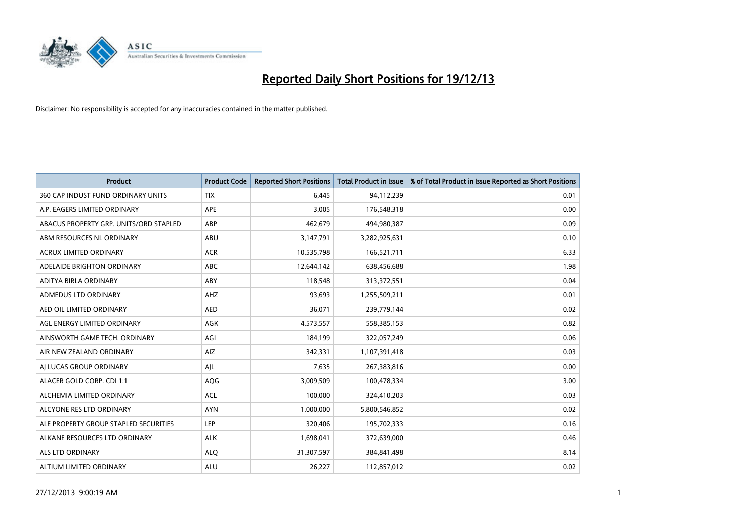# Reported Daily Short Positions for 19/12/13

Disclaimer: No responsibility is accepted for any inaccuracies contained in the matter published.

| Product | Product Code | Reported Short Positions | Total Product in Issue | % of Total Product in Issue Reported as Short Positions |
| --- | --- | --- | --- | --- |
| 360 CAP INDUST FUND ORDINARY UNITS | TIX | 6,445 | 94,112,239 | 0.01 |
| A.P. EAGERS LIMITED ORDINARY | APE | 3,005 | 176,548,318 | 0.00 |
| ABACUS PROPERTY GRP. UNITS/ORD STAPLED | ABP | 462,679 | 494,980,387 | 0.09 |
| ABM RESOURCES NL ORDINARY | ABU | 3,147,791 | 3,282,925,631 | 0.10 |
| ACRUX LIMITED ORDINARY | ACR | 10,535,798 | 166,521,711 | 6.33 |
| ADELAIDE BRIGHTON ORDINARY | ABC | 12,644,142 | 638,456,688 | 1.98 |
| ADITYA BIRLA ORDINARY | ABY | 118,548 | 313,372,551 | 0.04 |
| ADMEDUS LTD ORDINARY | AHZ | 93,693 | 1,255,509,211 | 0.01 |
| AED OIL LIMITED ORDINARY | AED | 36,071 | 239,779,144 | 0.02 |
| AGL ENERGY LIMITED ORDINARY | AGK | 4,573,557 | 558,385,153 | 0.82 |
| AINSWORTH GAME TECH. ORDINARY | AGI | 184,199 | 322,057,249 | 0.06 |
| AIR NEW ZEALAND ORDINARY | AIZ | 342,331 | 1,107,391,418 | 0.03 |
| AJ LUCAS GROUP ORDINARY | AJL | 7,635 | 267,383,816 | 0.00 |
| ALACER GOLD CORP. CDI 1:1 | AQG | 3,009,509 | 100,478,334 | 3.00 |
| ALCHEMIA LIMITED ORDINARY | ACL | 100,000 | 324,410,203 | 0.03 |
| ALCYONE RES LTD ORDINARY | AYN | 1,000,000 | 5,800,546,852 | 0.02 |
| ALE PROPERTY GROUP STAPLED SECURITIES | LEP | 320,406 | 195,702,333 | 0.16 |
| ALKANE RESOURCES LTD ORDINARY | ALK | 1,698,041 | 372,639,000 | 0.46 |
| ALS LTD ORDINARY | ALQ | 31,307,597 | 384,841,498 | 8.14 |
| ALTIUM LIMITED ORDINARY | ALU | 26,227 | 112,857,012 | 0.02 |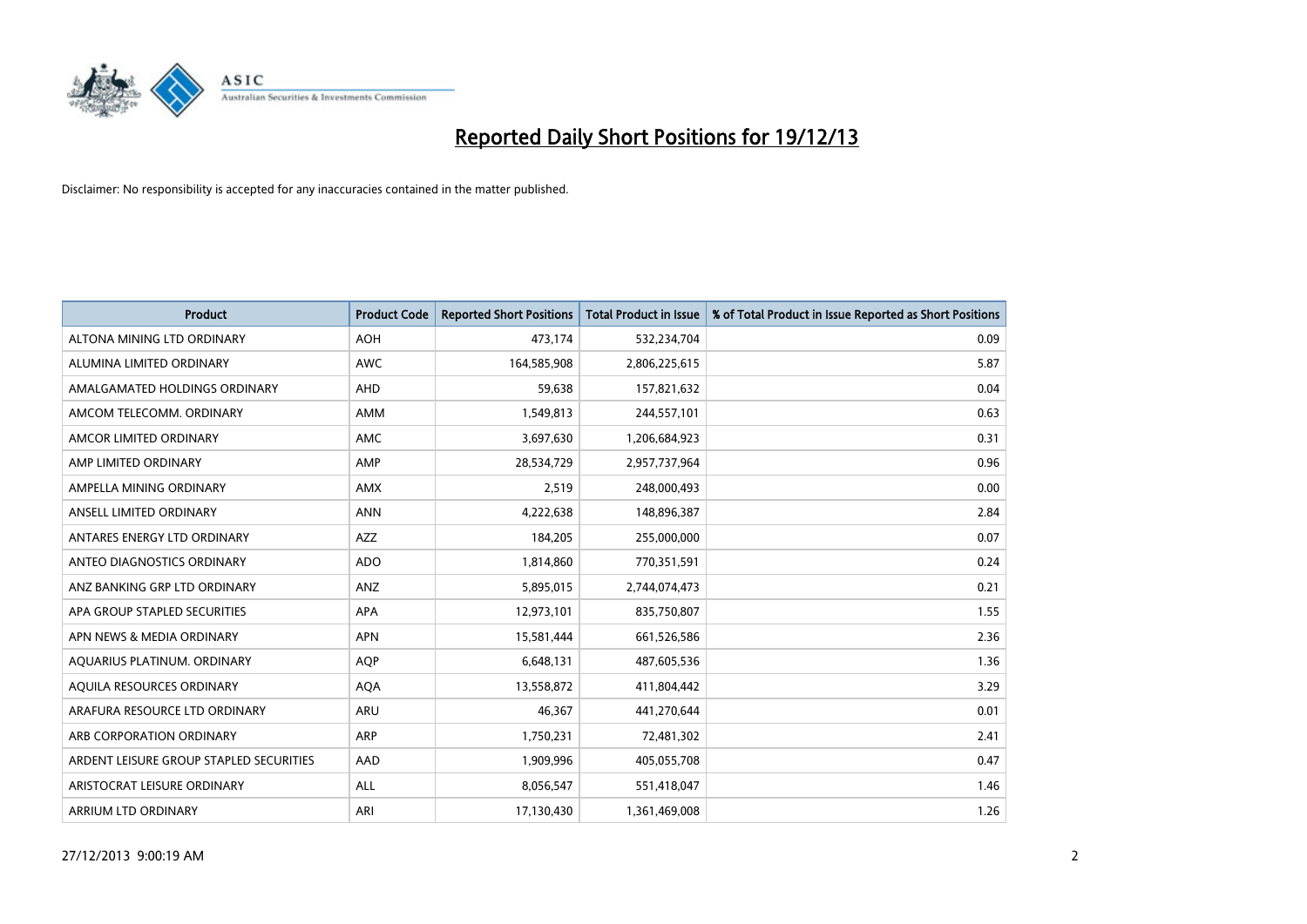# Reported Daily Short Positions for 19/12/13

Disclaimer: No responsibility is accepted for any inaccuracies contained in the matter published.

| Product | Product Code | Reported Short Positions | Total Product in Issue | % of Total Product in Issue Reported as Short Positions |
|---|---|---|---|---|
| ALTONA MINING LTD ORDINARY | AOH | 473,174 | 532,234,704 | 0.09 |
| ALUMINA LIMITED ORDINARY | AWC | 164,585,908 | 2,806,225,615 | 5.87 |
| AMALGAMATED HOLDINGS ORDINARY | AHD | 59,638 | 157,821,632 | 0.04 |
| AMCOM TELECOMM. ORDINARY | AMM | 1,549,813 | 244,557,101 | 0.63 |
| AMCOR LIMITED ORDINARY | AMC | 3,697,630 | 1,206,684,923 | 0.31 |
| AMP LIMITED ORDINARY | AMP | 28,534,729 | 2,957,737,964 | 0.96 |
| AMPELLA MINING ORDINARY | AMX | 2,519 | 248,000,493 | 0.00 |
| ANSELL LIMITED ORDINARY | ANN | 4,222,638 | 148,896,387 | 2.84 |
| ANTARES ENERGY LTD ORDINARY | AZZ | 184,205 | 255,000,000 | 0.07 |
| ANTEO DIAGNOSTICS ORDINARY | ADO | 1,814,860 | 770,351,591 | 0.24 |
| ANZ BANKING GRP LTD ORDINARY | ANZ | 5,895,015 | 2,744,074,473 | 0.21 |
| APA GROUP STAPLED SECURITIES | APA | 12,973,101 | 835,750,807 | 1.55 |
| APN NEWS & MEDIA ORDINARY | APN | 15,581,444 | 661,526,586 | 2.36 |
| AQUARIUS PLATINUM. ORDINARY | AQP | 6,648,131 | 487,605,536 | 1.36 |
| AQUILA RESOURCES ORDINARY | AQA | 13,558,872 | 411,804,442 | 3.29 |
| ARAFURA RESOURCE LTD ORDINARY | ARU | 46,367 | 441,270,644 | 0.01 |
| ARB CORPORATION ORDINARY | ARP | 1,750,231 | 72,481,302 | 2.41 |
| ARDENT LEISURE GROUP STAPLED SECURITIES | AAD | 1,909,996 | 405,055,708 | 0.47 |
| ARISTOCRAT LEISURE ORDINARY | ALL | 8,056,547 | 551,418,047 | 1.46 |
| ARRIUM LTD ORDINARY | ARI | 17,130,430 | 1,361,469,008 | 1.26 |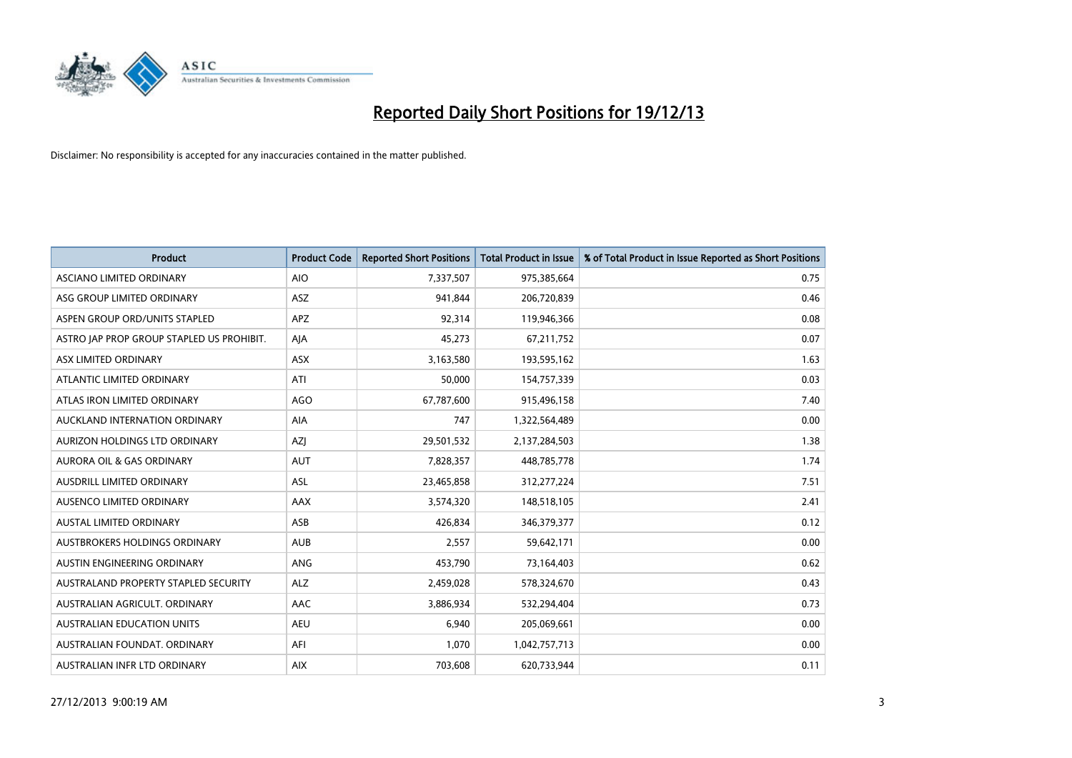# Reported Daily Short Positions for 19/12/13

Disclaimer: No responsibility is accepted for any inaccuracies contained in the matter published.

| Product | Product Code | Reported Short Positions | Total Product in Issue | % of Total Product in Issue Reported as Short Positions |
|---|---|---|---|---|
| ASCIANO LIMITED ORDINARY | AIO | 7,337,507 | 975,385,664 | 0.75 |
| ASG GROUP LIMITED ORDINARY | ASZ | 941,844 | 206,720,839 | 0.46 |
| ASPEN GROUP ORD/UNITS STAPLED | APZ | 92,314 | 119,946,366 | 0.08 |
| ASTRO JAP PROP GROUP STAPLED US PROHIBIT. | AJA | 45,273 | 67,211,752 | 0.07 |
| ASX LIMITED ORDINARY | ASX | 3,163,580 | 193,595,162 | 1.63 |
| ATLANTIC LIMITED ORDINARY | ATI | 50,000 | 154,757,339 | 0.03 |
| ATLAS IRON LIMITED ORDINARY | AGO | 67,787,600 | 915,496,158 | 7.40 |
| AUCKLAND INTERNATION ORDINARY | AIA | 747 | 1,322,564,489 | 0.00 |
| AURIZON HOLDINGS LTD ORDINARY | AZJ | 29,501,532 | 2,137,284,503 | 1.38 |
| AURORA OIL & GAS ORDINARY | AUT | 7,828,357 | 448,785,778 | 1.74 |
| AUSDRILL LIMITED ORDINARY | ASL | 23,465,858 | 312,277,224 | 7.51 |
| AUSENCO LIMITED ORDINARY | AAX | 3,574,320 | 148,518,105 | 2.41 |
| AUSTAL LIMITED ORDINARY | ASB | 426,834 | 346,379,377 | 0.12 |
| AUSTBROKERS HOLDINGS ORDINARY | AUB | 2,557 | 59,642,171 | 0.00 |
| AUSTIN ENGINEERING ORDINARY | ANG | 453,790 | 73,164,403 | 0.62 |
| AUSTRALAND PROPERTY STAPLED SECURITY | ALZ | 2,459,028 | 578,324,670 | 0.43 |
| AUSTRALIAN AGRICULT. ORDINARY | AAC | 3,886,934 | 532,294,404 | 0.73 |
| AUSTRALIAN EDUCATION UNITS | AEU | 6,940 | 205,069,661 | 0.00 |
| AUSTRALIAN FOUNDAT. ORDINARY | AFI | 1,070 | 1,042,757,713 | 0.00 |
| AUSTRALIAN INFR LTD ORDINARY | AIX | 703,608 | 620,733,944 | 0.11 |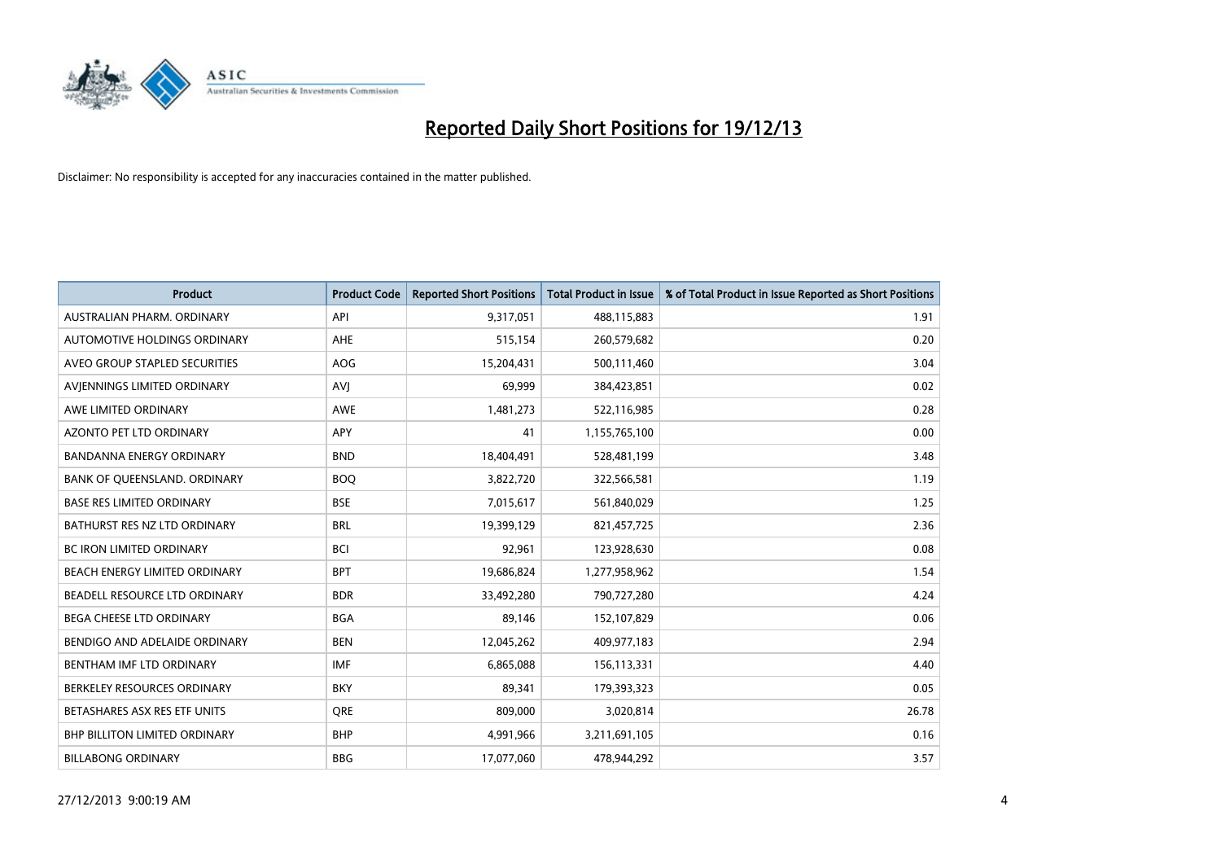# Reported Daily Short Positions for 19/12/13

Disclaimer: No responsibility is accepted for any inaccuracies contained in the matter published.

| Product | Product Code | Reported Short Positions | Total Product in Issue | % of Total Product in Issue Reported as Short Positions |
|---|---|---|---|---|
| AUSTRALIAN PHARM. ORDINARY | API | 9,317,051 | 488,115,883 | 1.91 |
| AUTOMOTIVE HOLDINGS ORDINARY | AHE | 515,154 | 260,579,682 | 0.20 |
| AVEO GROUP STAPLED SECURITIES | AOG | 15,204,431 | 500,111,460 | 3.04 |
| AVJENNINGS LIMITED ORDINARY | AVJ | 69,999 | 384,423,851 | 0.02 |
| AWE LIMITED ORDINARY | AWE | 1,481,273 | 522,116,985 | 0.28 |
| AZONTO PET LTD ORDINARY | APY | 41 | 1,155,765,100 | 0.00 |
| BANDANNA ENERGY ORDINARY | BND | 18,404,491 | 528,481,199 | 3.48 |
| BANK OF QUEENSLAND. ORDINARY | BOQ | 3,822,720 | 322,566,581 | 1.19 |
| BASE RES LIMITED ORDINARY | BSE | 7,015,617 | 561,840,029 | 1.25 |
| BATHURST RES NZ LTD ORDINARY | BRL | 19,399,129 | 821,457,725 | 2.36 |
| BC IRON LIMITED ORDINARY | BCI | 92,961 | 123,928,630 | 0.08 |
| BEACH ENERGY LIMITED ORDINARY | BPT | 19,686,824 | 1,277,958,962 | 1.54 |
| BEADELL RESOURCE LTD ORDINARY | BDR | 33,492,280 | 790,727,280 | 4.24 |
| BEGA CHEESE LTD ORDINARY | BGA | 89,146 | 152,107,829 | 0.06 |
| BENDIGO AND ADELAIDE ORDINARY | BEN | 12,045,262 | 409,977,183 | 2.94 |
| BENTHAM IMF LTD ORDINARY | IMF | 6,865,088 | 156,113,331 | 4.40 |
| BERKELEY RESOURCES ORDINARY | BKY | 89,341 | 179,393,323 | 0.05 |
| BETASHARES ASX RES ETF UNITS | QRE | 809,000 | 3,020,814 | 26.78 |
| BHP BILLITON LIMITED ORDINARY | BHP | 4,991,966 | 3,211,691,105 | 0.16 |
| BILLABONG ORDINARY | BBG | 17,077,060 | 478,944,292 | 3.57 |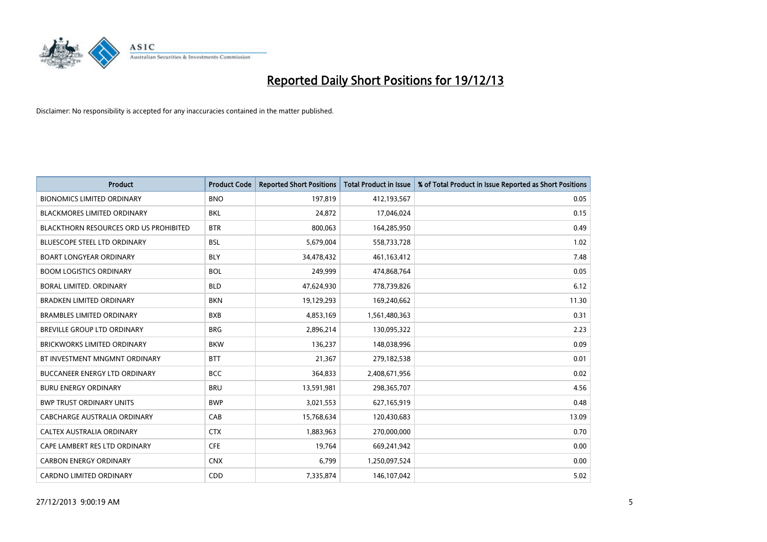# Reported Daily Short Positions for 19/12/13

Disclaimer: No responsibility is accepted for any inaccuracies contained in the matter published.

| Product | Product Code | Reported Short Positions | Total Product in Issue | % of Total Product in Issue Reported as Short Positions |
|---|---|---|---|---|
| BIONOMICS LIMITED ORDINARY | BNO | 197,819 | 412,193,567 | 0.05 |
| BLACKMORES LIMITED ORDINARY | BKL | 24,872 | 17,046,024 | 0.15 |
| BLACKTHORN RESOURCES ORD US PROHIBITED | BTR | 800,063 | 164,285,950 | 0.49 |
| BLUESCOPE STEEL LTD ORDINARY | BSL | 5,679,004 | 558,733,728 | 1.02 |
| BOART LONGYEAR ORDINARY | BLY | 34,478,432 | 461,163,412 | 7.48 |
| BOOM LOGISTICS ORDINARY | BOL | 249,999 | 474,868,764 | 0.05 |
| BORAL LIMITED. ORDINARY | BLD | 47,624,930 | 778,739,826 | 6.12 |
| BRADKEN LIMITED ORDINARY | BKN | 19,129,293 | 169,240,662 | 11.30 |
| BRAMBLES LIMITED ORDINARY | BXB | 4,853,169 | 1,561,480,363 | 0.31 |
| BREVILLE GROUP LTD ORDINARY | BRG | 2,896,214 | 130,095,322 | 2.23 |
| BRICKWORKS LIMITED ORDINARY | BKW | 136,237 | 148,038,996 | 0.09 |
| BT INVESTMENT MNGMNT ORDINARY | BTT | 21,367 | 279,182,538 | 0.01 |
| BUCCANEER ENERGY LTD ORDINARY | BCC | 364,833 | 2,408,671,956 | 0.02 |
| BURU ENERGY ORDINARY | BRU | 13,591,981 | 298,365,707 | 4.56 |
| BWP TRUST ORDINARY UNITS | BWP | 3,021,553 | 627,165,919 | 0.48 |
| CABCHARGE AUSTRALIA ORDINARY | CAB | 15,768,634 | 120,430,683 | 13.09 |
| CALTEX AUSTRALIA ORDINARY | CTX | 1,883,963 | 270,000,000 | 0.70 |
| CAPE LAMBERT RES LTD ORDINARY | CFE | 19,764 | 669,241,942 | 0.00 |
| CARBON ENERGY ORDINARY | CNX | 6,799 | 1,250,097,524 | 0.00 |
| CARDNO LIMITED ORDINARY | CDD | 7,335,874 | 146,107,042 | 5.02 |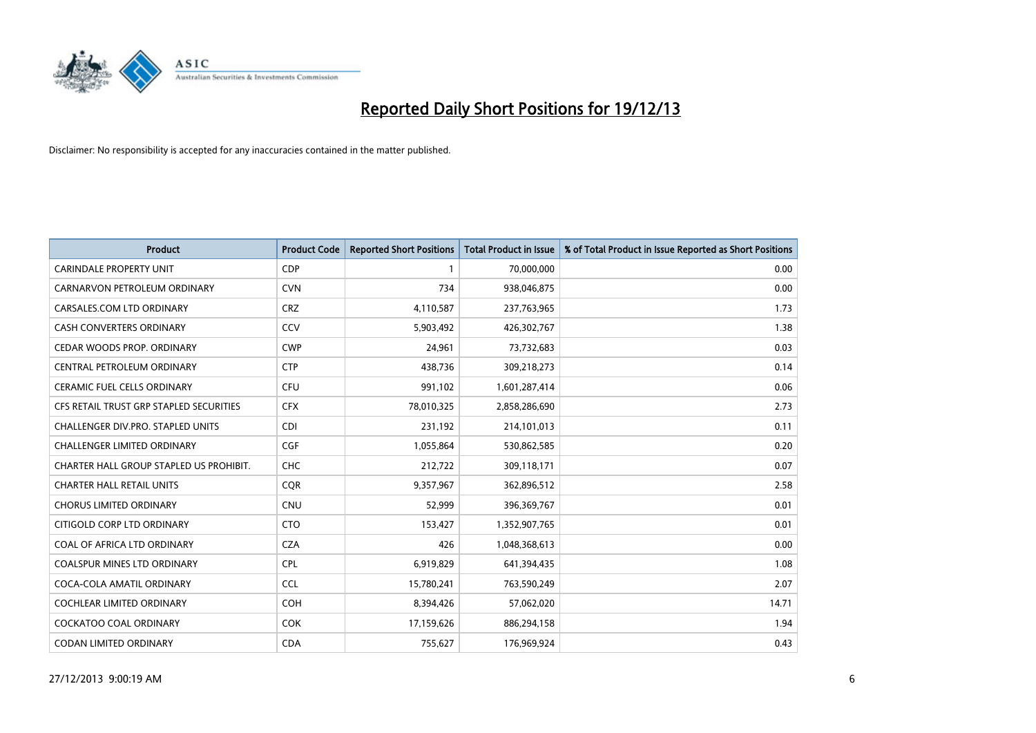# Reported Daily Short Positions for 19/12/13

Disclaimer: No responsibility is accepted for any inaccuracies contained in the matter published.

| Product | Product Code | Reported Short Positions | Total Product in Issue | % of Total Product in Issue Reported as Short Positions |
|---|---|---|---|---|
| CARINDALE PROPERTY UNIT | CDP | 1 | 70,000,000 | 0.00 |
| CARNARVON PETROLEUM ORDINARY | CVN | 734 | 938,046,875 | 0.00 |
| CARSALES.COM LTD ORDINARY | CRZ | 4,110,587 | 237,763,965 | 1.73 |
| CASH CONVERTERS ORDINARY | CCV | 5,903,492 | 426,302,767 | 1.38 |
| CEDAR WOODS PROP. ORDINARY | CWP | 24,961 | 73,732,683 | 0.03 |
| CENTRAL PETROLEUM ORDINARY | CTP | 438,736 | 309,218,273 | 0.14 |
| CERAMIC FUEL CELLS ORDINARY | CFU | 991,102 | 1,601,287,414 | 0.06 |
| CFS RETAIL TRUST GRP STAPLED SECURITIES | CFX | 78,010,325 | 2,858,286,690 | 2.73 |
| CHALLENGER DIV.PRO. STAPLED UNITS | CDI | 231,192 | 214,101,013 | 0.11 |
| CHALLENGER LIMITED ORDINARY | CGF | 1,055,864 | 530,862,585 | 0.20 |
| CHARTER HALL GROUP STAPLED US PROHIBIT. | CHC | 212,722 | 309,118,171 | 0.07 |
| CHARTER HALL RETAIL UNITS | CQR | 9,357,967 | 362,896,512 | 2.58 |
| CHORUS LIMITED ORDINARY | CNU | 52,999 | 396,369,767 | 0.01 |
| CITIGOLD CORP LTD ORDINARY | CTO | 153,427 | 1,352,907,765 | 0.01 |
| COAL OF AFRICA LTD ORDINARY | CZA | 426 | 1,048,368,613 | 0.00 |
| COALSPUR MINES LTD ORDINARY | CPL | 6,919,829 | 641,394,435 | 1.08 |
| COCA-COLA AMATIL ORDINARY | CCL | 15,780,241 | 763,590,249 | 2.07 |
| COCHLEAR LIMITED ORDINARY | COH | 8,394,426 | 57,062,020 | 14.71 |
| COCKATOO COAL ORDINARY | COK | 17,159,626 | 886,294,158 | 1.94 |
| CODAN LIMITED ORDINARY | CDA | 755,627 | 176,969,924 | 0.43 |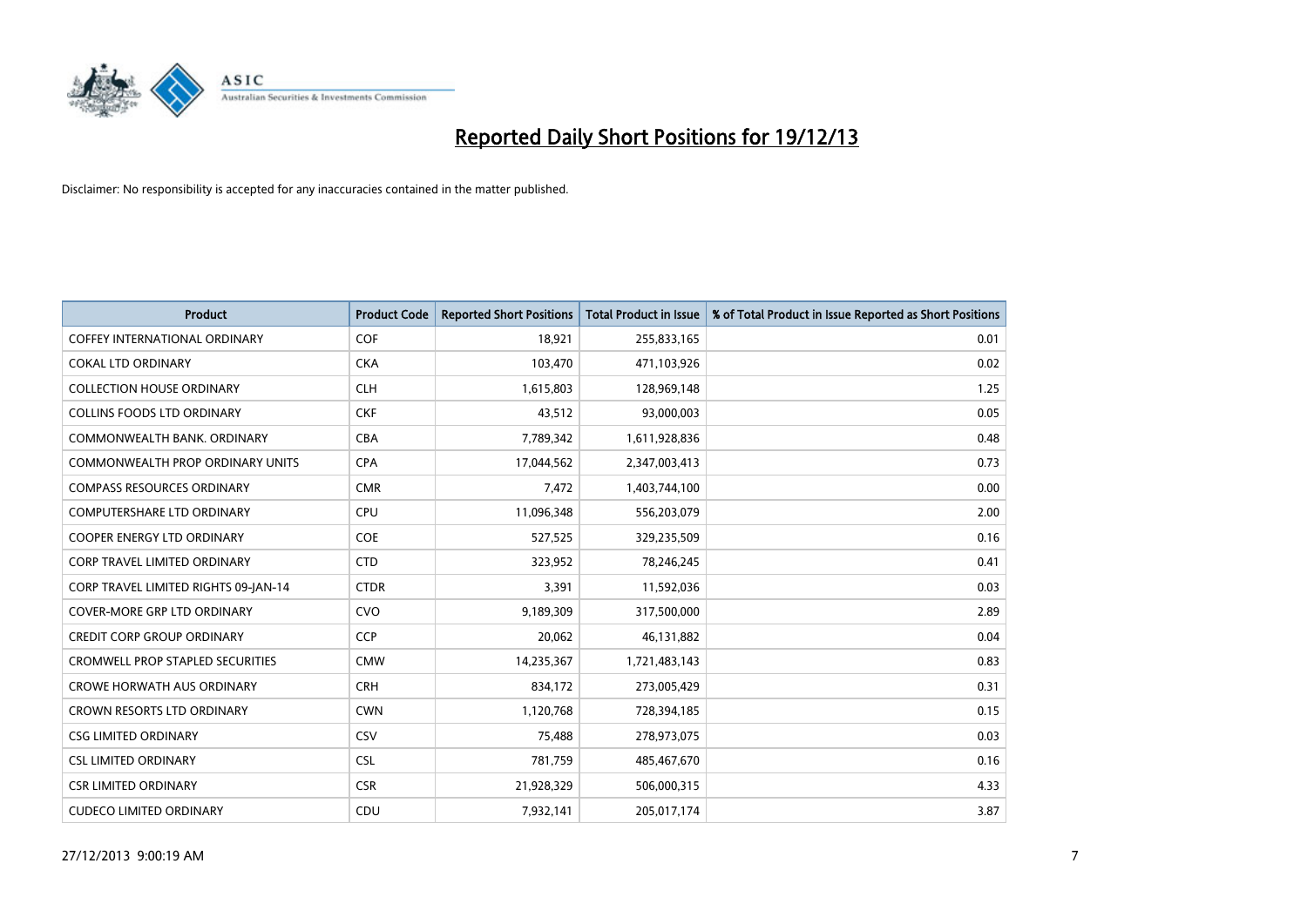# Reported Daily Short Positions for 19/12/13

Disclaimer: No responsibility is accepted for any inaccuracies contained in the matter published.

| Product | Product Code | Reported Short Positions | Total Product in Issue | % of Total Product in Issue Reported as Short Positions |
|---|---|---|---|---|
| COFFEY INTERNATIONAL ORDINARY | COF | 18,921 | 255,833,165 | 0.01 |
| COKAL LTD ORDINARY | CKA | 103,470 | 471,103,926 | 0.02 |
| COLLECTION HOUSE ORDINARY | CLH | 1,615,803 | 128,969,148 | 1.25 |
| COLLINS FOODS LTD ORDINARY | CKF | 43,512 | 93,000,003 | 0.05 |
| COMMONWEALTH BANK. ORDINARY | CBA | 7,789,342 | 1,611,928,836 | 0.48 |
| COMMONWEALTH PROP ORDINARY UNITS | CPA | 17,044,562 | 2,347,003,413 | 0.73 |
| COMPASS RESOURCES ORDINARY | CMR | 7,472 | 1,403,744,100 | 0.00 |
| COMPUTERSHARE LTD ORDINARY | CPU | 11,096,348 | 556,203,079 | 2.00 |
| COOPER ENERGY LTD ORDINARY | COE | 527,525 | 329,235,509 | 0.16 |
| CORP TRAVEL LIMITED ORDINARY | CTD | 323,952 | 78,246,245 | 0.41 |
| CORP TRAVEL LIMITED RIGHTS 09-JAN-14 | CTDR | 3,391 | 11,592,036 | 0.03 |
| COVER-MORE GRP LTD ORDINARY | CVO | 9,189,309 | 317,500,000 | 2.89 |
| CREDIT CORP GROUP ORDINARY | CCP | 20,062 | 46,131,882 | 0.04 |
| CROMWELL PROP STAPLED SECURITIES | CMW | 14,235,367 | 1,721,483,143 | 0.83 |
| CROWE HORWATH AUS ORDINARY | CRH | 834,172 | 273,005,429 | 0.31 |
| CROWN RESORTS LTD ORDINARY | CWN | 1,120,768 | 728,394,185 | 0.15 |
| CSG LIMITED ORDINARY | CSV | 75,488 | 278,973,075 | 0.03 |
| CSL LIMITED ORDINARY | CSL | 781,759 | 485,467,670 | 0.16 |
| CSR LIMITED ORDINARY | CSR | 21,928,329 | 506,000,315 | 4.33 |
| CUDECO LIMITED ORDINARY | CDU | 7,932,141 | 205,017,174 | 3.87 |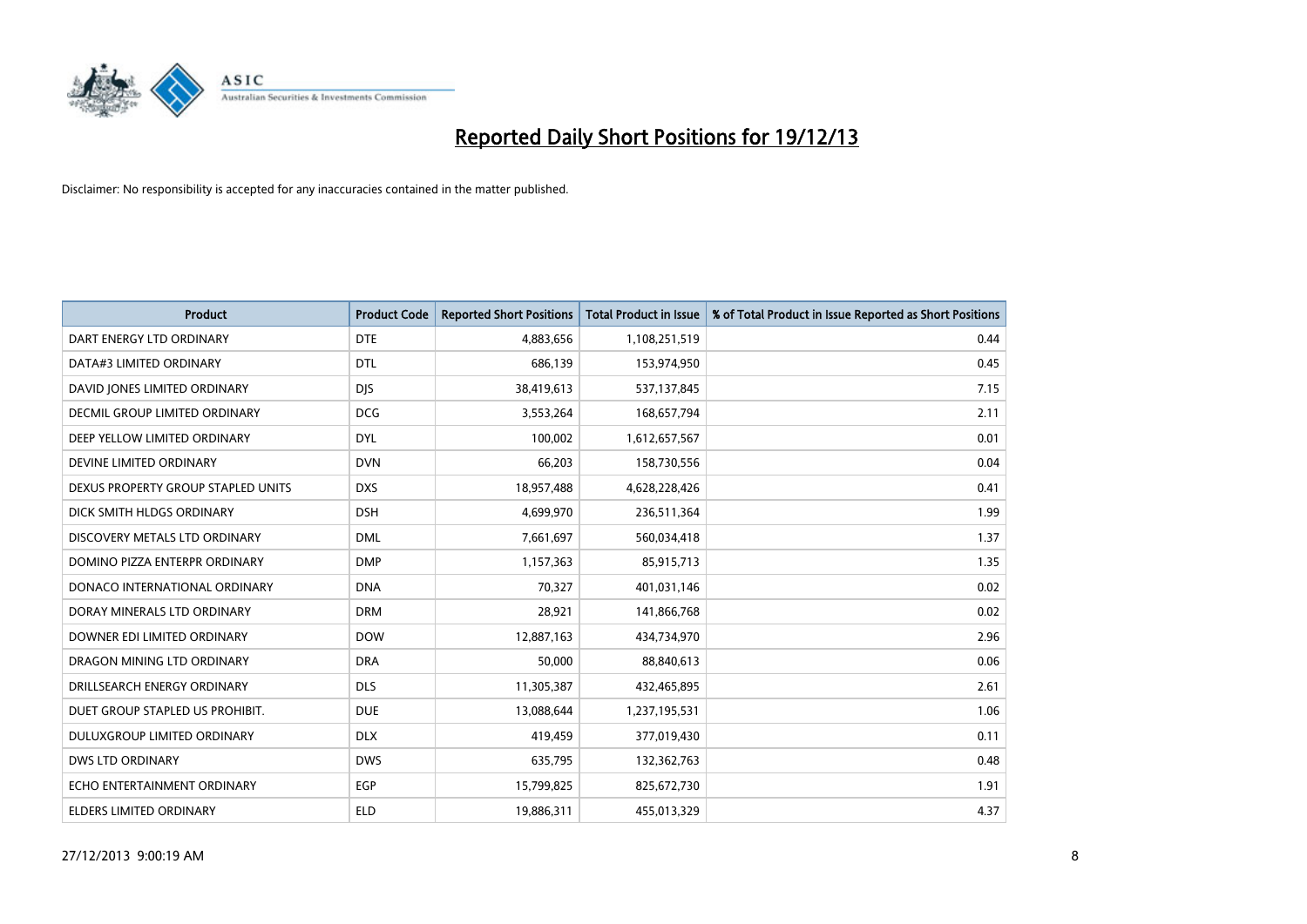# Reported Daily Short Positions for 19/12/13

Disclaimer: No responsibility is accepted for any inaccuracies contained in the matter published.

| Product | Product Code | Reported Short Positions | Total Product in Issue | % of Total Product in Issue Reported as Short Positions |
|---|---|---|---|---|
| DART ENERGY LTD ORDINARY | DTE | 4,883,656 | 1,108,251,519 | 0.44 |
| DATA#3 LIMITED ORDINARY | DTL | 686,139 | 153,974,950 | 0.45 |
| DAVID JONES LIMITED ORDINARY | DJS | 38,419,613 | 537,137,845 | 7.15 |
| DECMIL GROUP LIMITED ORDINARY | DCG | 3,553,264 | 168,657,794 | 2.11 |
| DEEP YELLOW LIMITED ORDINARY | DYL | 100,002 | 1,612,657,567 | 0.01 |
| DEVINE LIMITED ORDINARY | DVN | 66,203 | 158,730,556 | 0.04 |
| DEXUS PROPERTY GROUP STAPLED UNITS | DXS | 18,957,488 | 4,628,228,426 | 0.41 |
| DICK SMITH HLDGS ORDINARY | DSH | 4,699,970 | 236,511,364 | 1.99 |
| DISCOVERY METALS LTD ORDINARY | DML | 7,661,697 | 560,034,418 | 1.37 |
| DOMINO PIZZA ENTERPR ORDINARY | DMP | 1,157,363 | 85,915,713 | 1.35 |
| DONACO INTERNATIONAL ORDINARY | DNA | 70,327 | 401,031,146 | 0.02 |
| DORAY MINERALS LTD ORDINARY | DRM | 28,921 | 141,866,768 | 0.02 |
| DOWNER EDI LIMITED ORDINARY | DOW | 12,887,163 | 434,734,970 | 2.96 |
| DRAGON MINING LTD ORDINARY | DRA | 50,000 | 88,840,613 | 0.06 |
| DRILLSEARCH ENERGY ORDINARY | DLS | 11,305,387 | 432,465,895 | 2.61 |
| DUET GROUP STAPLED US PROHIBIT. | DUE | 13,088,644 | 1,237,195,531 | 1.06 |
| DULUXGROUP LIMITED ORDINARY | DLX | 419,459 | 377,019,430 | 0.11 |
| DWS LTD ORDINARY | DWS | 635,795 | 132,362,763 | 0.48 |
| ECHO ENTERTAINMENT ORDINARY | EGP | 15,799,825 | 825,672,730 | 1.91 |
| ELDERS LIMITED ORDINARY | ELD | 19,886,311 | 455,013,329 | 4.37 |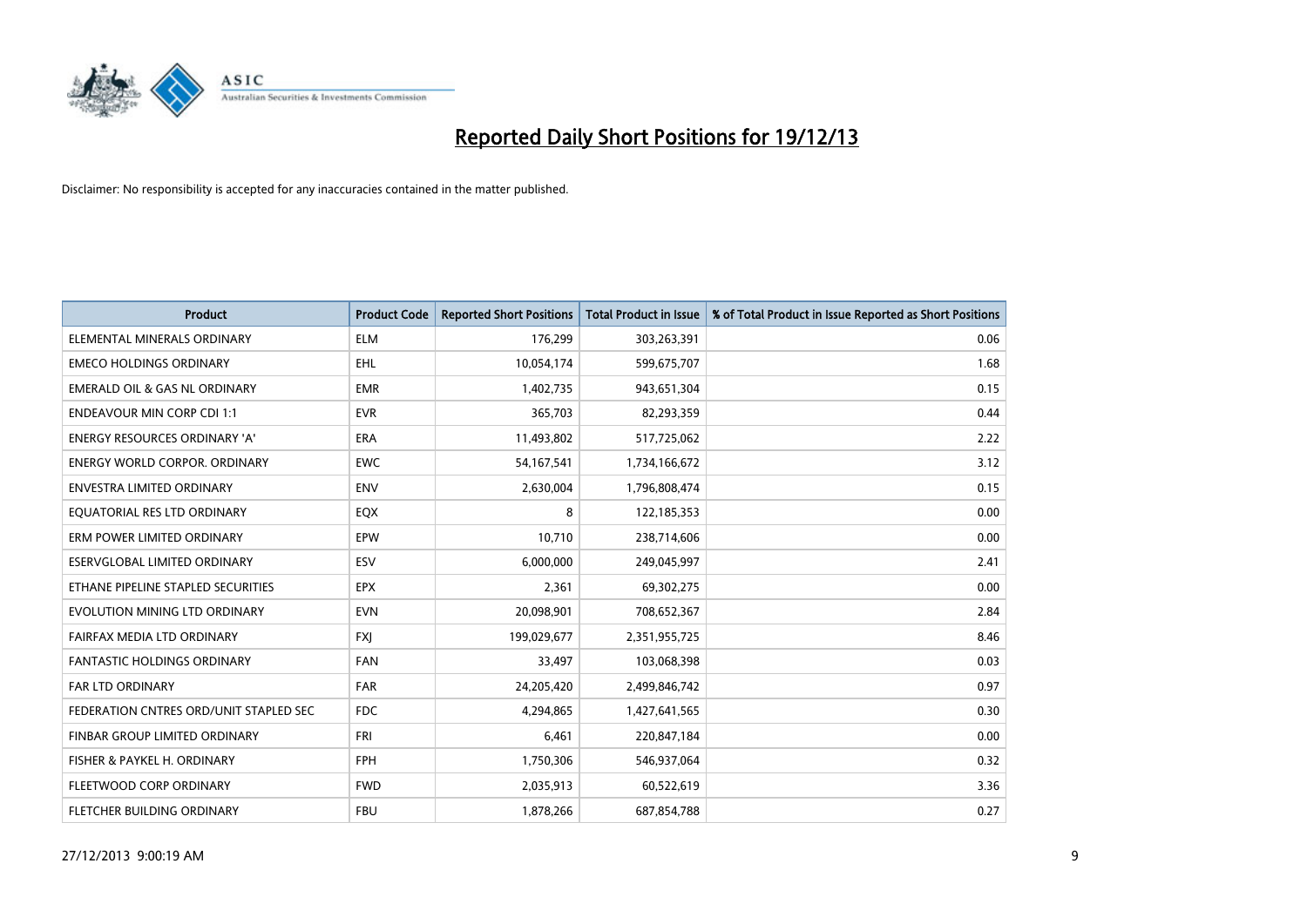# Reported Daily Short Positions for 19/12/13

Disclaimer: No responsibility is accepted for any inaccuracies contained in the matter published.

| Product | Product Code | Reported Short Positions | Total Product in Issue | % of Total Product in Issue Reported as Short Positions |
|---|---|---|---|---|
| ELEMENTAL MINERALS ORDINARY | ELM | 176,299 | 303,263,391 | 0.06 |
| EMECO HOLDINGS ORDINARY | EHL | 10,054,174 | 599,675,707 | 1.68 |
| EMERALD OIL & GAS NL ORDINARY | EMR | 1,402,735 | 943,651,304 | 0.15 |
| ENDEAVOUR MIN CORP CDI 1:1 | EVR | 365,703 | 82,293,359 | 0.44 |
| ENERGY RESOURCES ORDINARY 'A' | ERA | 11,493,802 | 517,725,062 | 2.22 |
| ENERGY WORLD CORPOR. ORDINARY | EWC | 54,167,541 | 1,734,166,672 | 3.12 |
| ENVESTRA LIMITED ORDINARY | ENV | 2,630,004 | 1,796,808,474 | 0.15 |
| EQUATORIAL RES LTD ORDINARY | EQX | 8 | 122,185,353 | 0.00 |
| ERM POWER LIMITED ORDINARY | EPW | 10,710 | 238,714,606 | 0.00 |
| ESERVGLOBAL LIMITED ORDINARY | ESV | 6,000,000 | 249,045,997 | 2.41 |
| ETHANE PIPELINE STAPLED SECURITIES | EPX | 2,361 | 69,302,275 | 0.00 |
| EVOLUTION MINING LTD ORDINARY | EVN | 20,098,901 | 708,652,367 | 2.84 |
| FAIRFAX MEDIA LTD ORDINARY | FXJ | 199,029,677 | 2,351,955,725 | 8.46 |
| FANTASTIC HOLDINGS ORDINARY | FAN | 33,497 | 103,068,398 | 0.03 |
| FAR LTD ORDINARY | FAR | 24,205,420 | 2,499,846,742 | 0.97 |
| FEDERATION CNTRES ORD/UNIT STAPLED SEC | FDC | 4,294,865 | 1,427,641,565 | 0.30 |
| FINBAR GROUP LIMITED ORDINARY | FRI | 6,461 | 220,847,184 | 0.00 |
| FISHER & PAYKEL H. ORDINARY | FPH | 1,750,306 | 546,937,064 | 0.32 |
| FLEETWOOD CORP ORDINARY | FWD | 2,035,913 | 60,522,619 | 3.36 |
| FLETCHER BUILDING ORDINARY | FBU | 1,878,266 | 687,854,788 | 0.27 |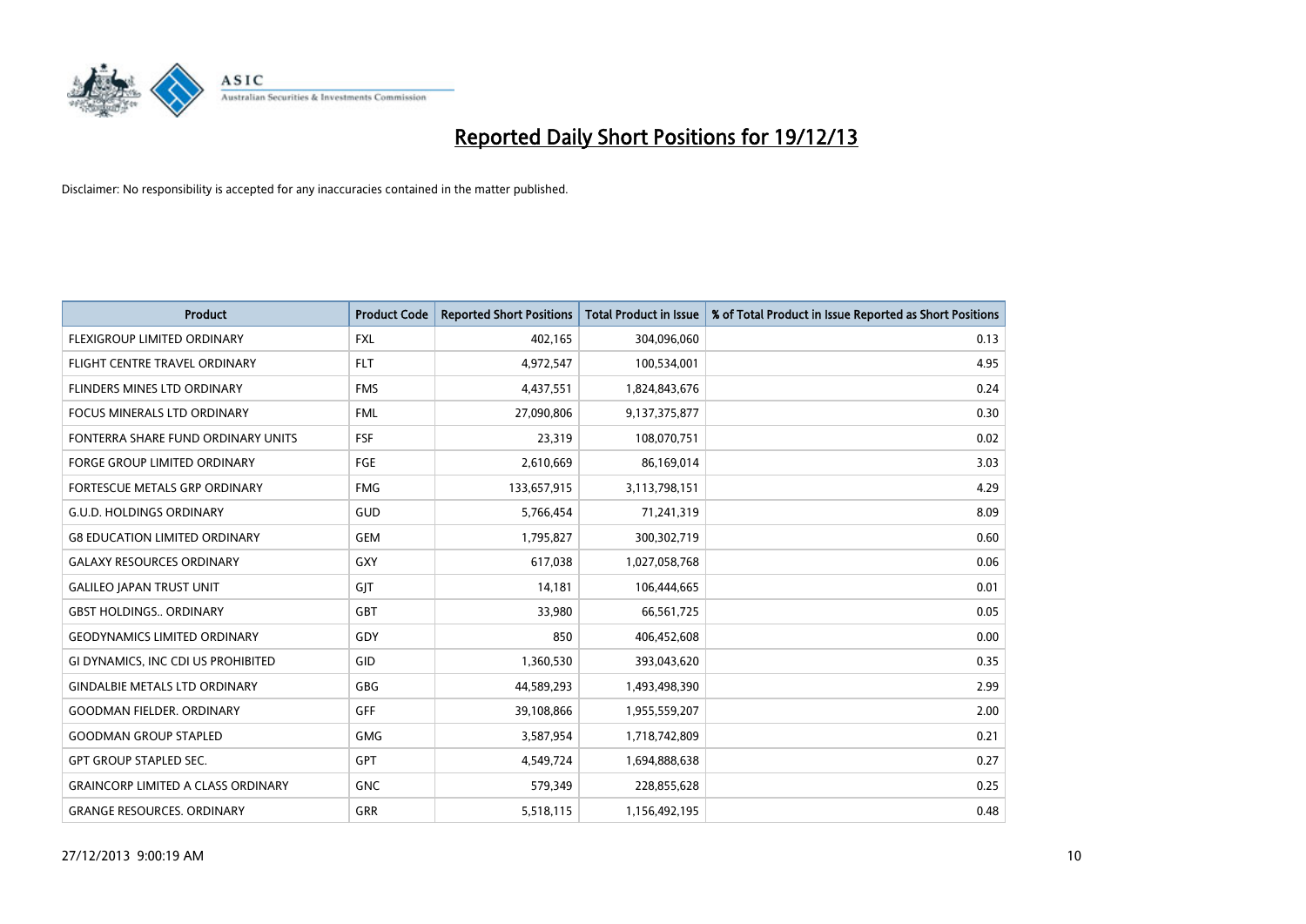# Reported Daily Short Positions for 19/12/13

Disclaimer: No responsibility is accepted for any inaccuracies contained in the matter published.

| Product | Product Code | Reported Short Positions | Total Product in Issue | % of Total Product in Issue Reported as Short Positions |
|---|---|---|---|---|
| FLEXIGROUP LIMITED ORDINARY | FXL | 402,165 | 304,096,060 | 0.13 |
| FLIGHT CENTRE TRAVEL ORDINARY | FLT | 4,972,547 | 100,534,001 | 4.95 |
| FLINDERS MINES LTD ORDINARY | FMS | 4,437,551 | 1,824,843,676 | 0.24 |
| FOCUS MINERALS LTD ORDINARY | FML | 27,090,806 | 9,137,375,877 | 0.30 |
| FONTERRA SHARE FUND ORDINARY UNITS | FSF | 23,319 | 108,070,751 | 0.02 |
| FORGE GROUP LIMITED ORDINARY | FGE | 2,610,669 | 86,169,014 | 3.03 |
| FORTESCUE METALS GRP ORDINARY | FMG | 133,657,915 | 3,113,798,151 | 4.29 |
| G.U.D. HOLDINGS ORDINARY | GUD | 5,766,454 | 71,241,319 | 8.09 |
| G8 EDUCATION LIMITED ORDINARY | GEM | 1,795,827 | 300,302,719 | 0.60 |
| GALAXY RESOURCES ORDINARY | GXY | 617,038 | 1,027,058,768 | 0.06 |
| GALILEO JAPAN TRUST UNIT | GJT | 14,181 | 106,444,665 | 0.01 |
| GBST HOLDINGS.. ORDINARY | GBT | 33,980 | 66,561,725 | 0.05 |
| GEODYNAMICS LIMITED ORDINARY | GDY | 850 | 406,452,608 | 0.00 |
| GI DYNAMICS, INC CDI US PROHIBITED | GID | 1,360,530 | 393,043,620 | 0.35 |
| GINDALBIE METALS LTD ORDINARY | GBG | 44,589,293 | 1,493,498,390 | 2.99 |
| GOODMAN FIELDER. ORDINARY | GFF | 39,108,866 | 1,955,559,207 | 2.00 |
| GOODMAN GROUP STAPLED | GMG | 3,587,954 | 1,718,742,809 | 0.21 |
| GPT GROUP STAPLED SEC. | GPT | 4,549,724 | 1,694,888,638 | 0.27 |
| GRAINCORP LIMITED A CLASS ORDINARY | GNC | 579,349 | 228,855,628 | 0.25 |
| GRANGE RESOURCES. ORDINARY | GRR | 5,518,115 | 1,156,492,195 | 0.48 |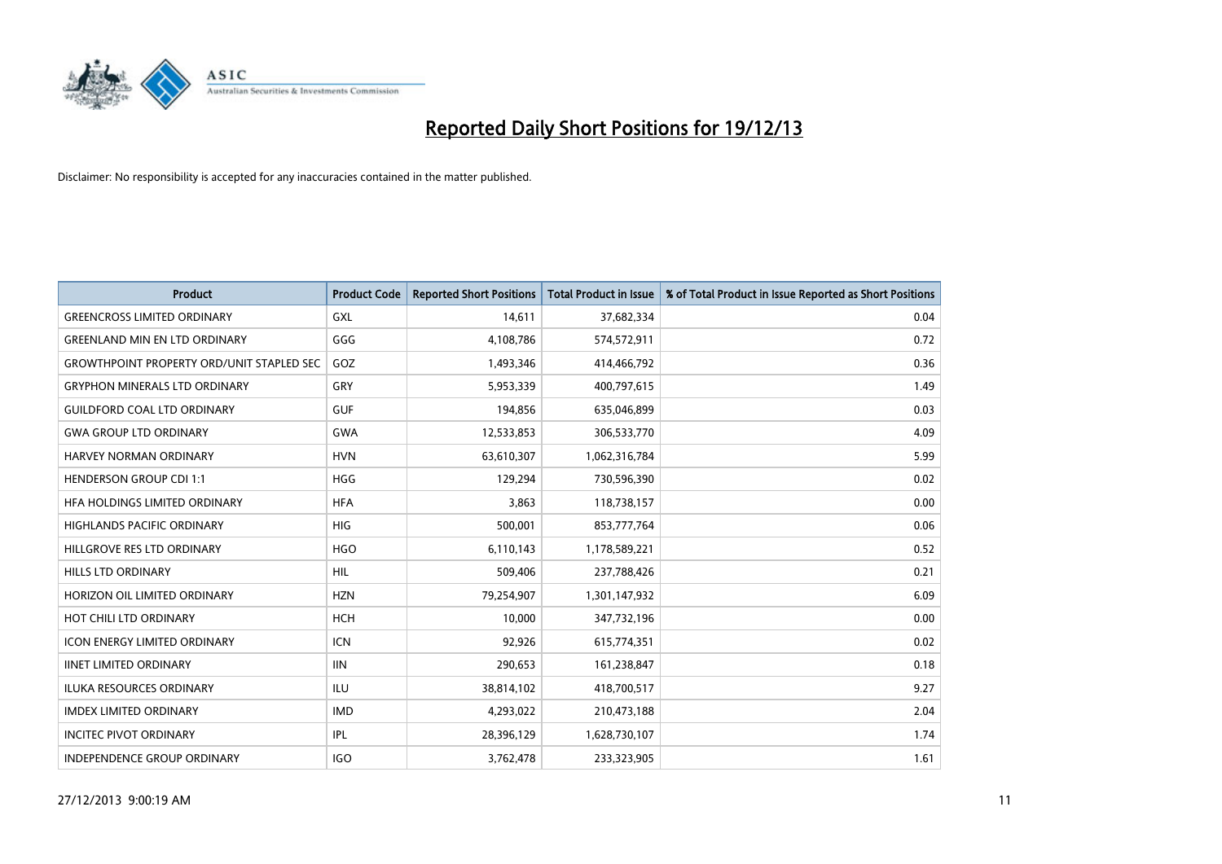# Reported Daily Short Positions for 19/12/13

Disclaimer: No responsibility is accepted for any inaccuracies contained in the matter published.

| Product | Product Code | Reported Short Positions | Total Product in Issue | % of Total Product in Issue Reported as Short Positions |
|---|---|---|---|---|
| GREENCROSS LIMITED ORDINARY | GXL | 14,611 | 37,682,334 | 0.04 |
| GREENLAND MIN EN LTD ORDINARY | GGG | 4,108,786 | 574,572,911 | 0.72 |
| GROWTHPOINT PROPERTY ORD/UNIT STAPLED SEC | GOZ | 1,493,346 | 414,466,792 | 0.36 |
| GRYPHON MINERALS LTD ORDINARY | GRY | 5,953,339 | 400,797,615 | 1.49 |
| GUILDFORD COAL LTD ORDINARY | GUF | 194,856 | 635,046,899 | 0.03 |
| GWA GROUP LTD ORDINARY | GWA | 12,533,853 | 306,533,770 | 4.09 |
| HARVEY NORMAN ORDINARY | HVN | 63,610,307 | 1,062,316,784 | 5.99 |
| HENDERSON GROUP CDI 1:1 | HGG | 129,294 | 730,596,390 | 0.02 |
| HFA HOLDINGS LIMITED ORDINARY | HFA | 3,863 | 118,738,157 | 0.00 |
| HIGHLANDS PACIFIC ORDINARY | HIG | 500,001 | 853,777,764 | 0.06 |
| HILLGROVE RES LTD ORDINARY | HGO | 6,110,143 | 1,178,589,221 | 0.52 |
| HILLS LTD ORDINARY | HIL | 509,406 | 237,788,426 | 0.21 |
| HORIZON OIL LIMITED ORDINARY | HZN | 79,254,907 | 1,301,147,932 | 6.09 |
| HOT CHILI LTD ORDINARY | HCH | 10,000 | 347,732,196 | 0.00 |
| ICON ENERGY LIMITED ORDINARY | ICN | 92,926 | 615,774,351 | 0.02 |
| IINET LIMITED ORDINARY | IIN | 290,653 | 161,238,847 | 0.18 |
| ILUKA RESOURCES ORDINARY | ILU | 38,814,102 | 418,700,517 | 9.27 |
| IMDEX LIMITED ORDINARY | IMD | 4,293,022 | 210,473,188 | 2.04 |
| INCITEC PIVOT ORDINARY | IPL | 28,396,129 | 1,628,730,107 | 1.74 |
| INDEPENDENCE GROUP ORDINARY | IGO | 3,762,478 | 233,323,905 | 1.61 |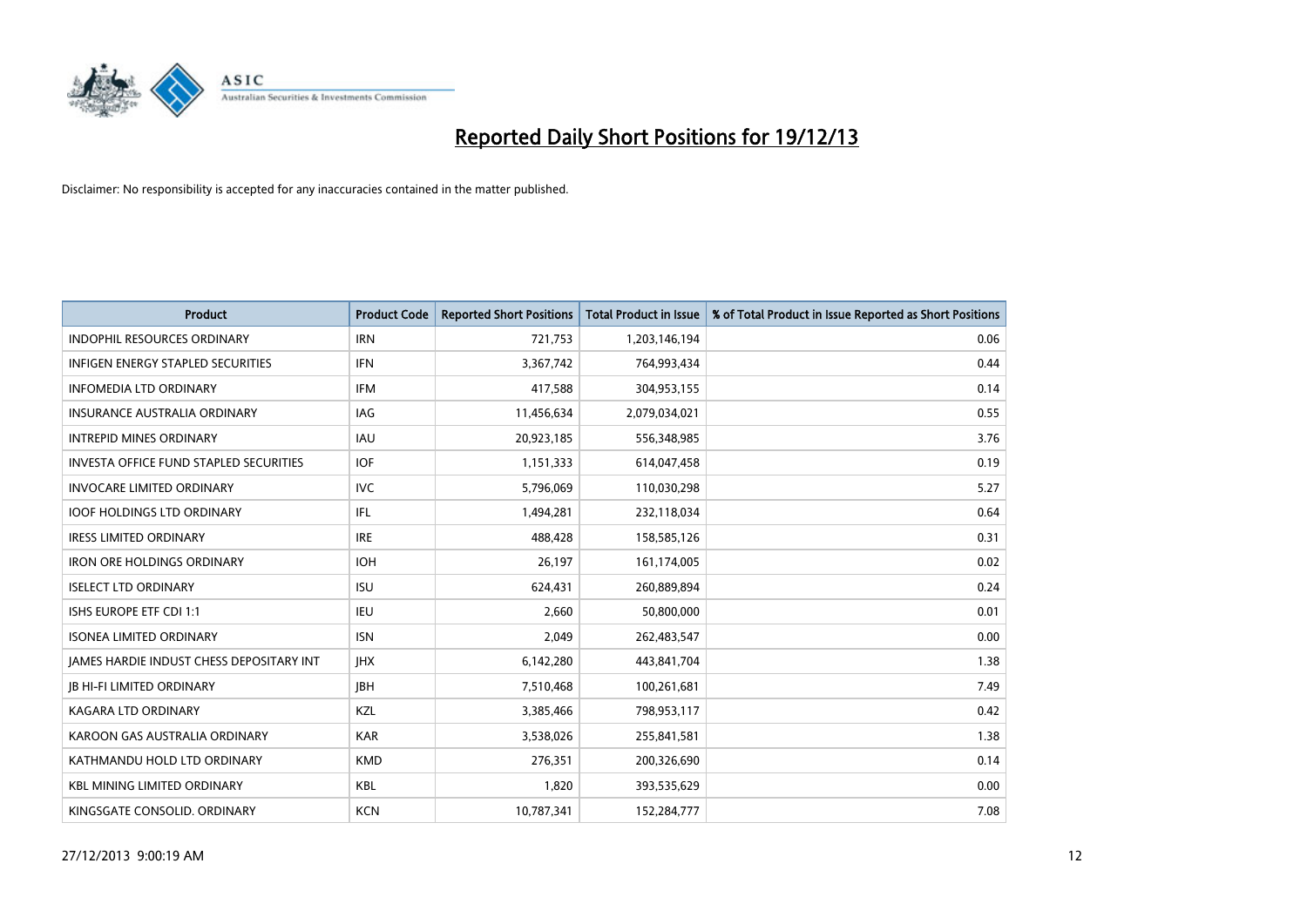# Reported Daily Short Positions for 19/12/13

Disclaimer: No responsibility is accepted for any inaccuracies contained in the matter published.

| Product | Product Code | Reported Short Positions | Total Product in Issue | % of Total Product in Issue Reported as Short Positions |
|---|---|---|---|---|
| INDOPHIL RESOURCES ORDINARY | IRN | 721,753 | 1,203,146,194 | 0.06 |
| INFIGEN ENERGY STAPLED SECURITIES | IFN | 3,367,742 | 764,993,434 | 0.44 |
| INFOMEDIA LTD ORDINARY | IFM | 417,588 | 304,953,155 | 0.14 |
| INSURANCE AUSTRALIA ORDINARY | IAG | 11,456,634 | 2,079,034,021 | 0.55 |
| INTREPID MINES ORDINARY | IAU | 20,923,185 | 556,348,985 | 3.76 |
| INVESTA OFFICE FUND STAPLED SECURITIES | IOF | 1,151,333 | 614,047,458 | 0.19 |
| INVOCARE LIMITED ORDINARY | IVC | 5,796,069 | 110,030,298 | 5.27 |
| IOOF HOLDINGS LTD ORDINARY | IFL | 1,494,281 | 232,118,034 | 0.64 |
| IRESS LIMITED ORDINARY | IRE | 488,428 | 158,585,126 | 0.31 |
| IRON ORE HOLDINGS ORDINARY | IOH | 26,197 | 161,174,005 | 0.02 |
| ISELECT LTD ORDINARY | ISU | 624,431 | 260,889,894 | 0.24 |
| ISHS EUROPE ETF CDI 1:1 | IEU | 2,660 | 50,800,000 | 0.01 |
| ISONEA LIMITED ORDINARY | ISN | 2,049 | 262,483,547 | 0.00 |
| JAMES HARDIE INDUST CHESS DEPOSITARY INT | JHX | 6,142,280 | 443,841,704 | 1.38 |
| JB HI-FI LIMITED ORDINARY | JBH | 7,510,468 | 100,261,681 | 7.49 |
| KAGARA LTD ORDINARY | KZL | 3,385,466 | 798,953,117 | 0.42 |
| KAROON GAS AUSTRALIA ORDINARY | KAR | 3,538,026 | 255,841,581 | 1.38 |
| KATHMANDU HOLD LTD ORDINARY | KMD | 276,351 | 200,326,690 | 0.14 |
| KBL MINING LIMITED ORDINARY | KBL | 1,820 | 393,535,629 | 0.00 |
| KINGSGATE CONSOLID. ORDINARY | KCN | 10,787,341 | 152,284,777 | 7.08 |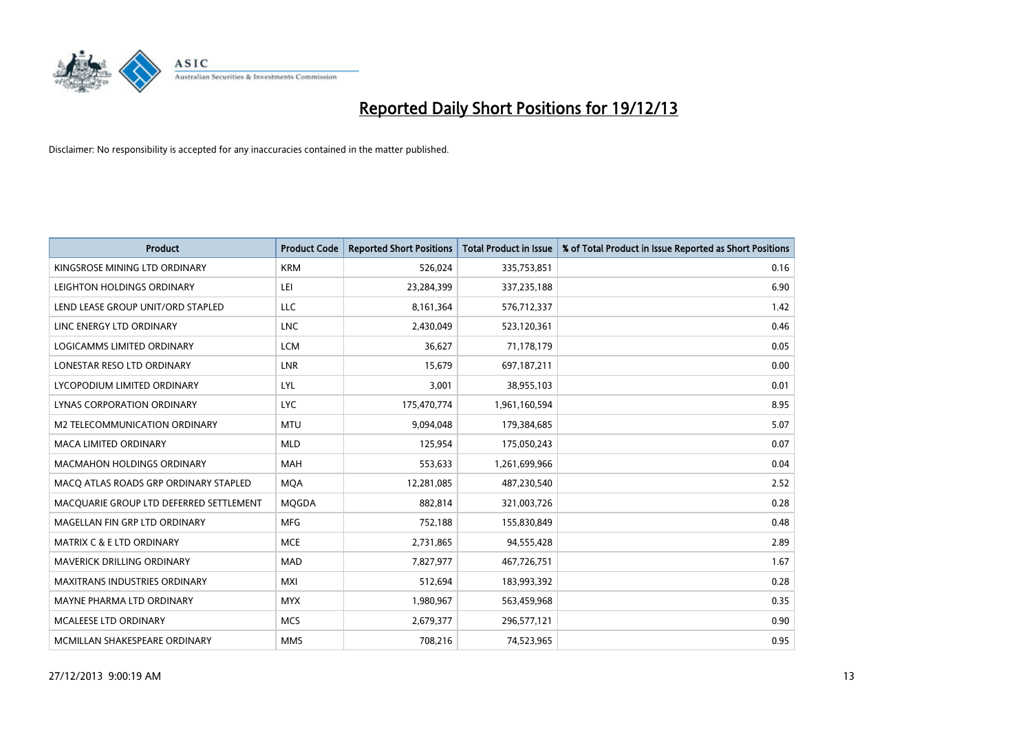# Reported Daily Short Positions for 19/12/13

Disclaimer: No responsibility is accepted for any inaccuracies contained in the matter published.

| Product | Product Code | Reported Short Positions | Total Product in Issue | % of Total Product in Issue Reported as Short Positions |
|---|---|---|---|---|
| KINGSROSE MINING LTD ORDINARY | KRM | 526,024 | 335,753,851 | 0.16 |
| LEIGHTON HOLDINGS ORDINARY | LEI | 23,284,399 | 337,235,188 | 6.90 |
| LEND LEASE GROUP UNIT/ORD STAPLED | LLC | 8,161,364 | 576,712,337 | 1.42 |
| LINC ENERGY LTD ORDINARY | LNC | 2,430,049 | 523,120,361 | 0.46 |
| LOGICAMMS LIMITED ORDINARY | LCM | 36,627 | 71,178,179 | 0.05 |
| LONESTAR RESO LTD ORDINARY | LNR | 15,679 | 697,187,211 | 0.00 |
| LYCOPODIUM LIMITED ORDINARY | LYL | 3,001 | 38,955,103 | 0.01 |
| LYNAS CORPORATION ORDINARY | LYC | 175,470,774 | 1,961,160,594 | 8.95 |
| M2 TELECOMMUNICATION ORDINARY | MTU | 9,094,048 | 179,384,685 | 5.07 |
| MACA LIMITED ORDINARY | MLD | 125,954 | 175,050,243 | 0.07 |
| MACMAHON HOLDINGS ORDINARY | MAH | 553,633 | 1,261,699,966 | 0.04 |
| MACQ ATLAS ROADS GRP ORDINARY STAPLED | MQA | 12,281,085 | 487,230,540 | 2.52 |
| MACQUARIE GROUP LTD DEFERRED SETTLEMENT | MQGDA | 882,814 | 321,003,726 | 0.28 |
| MAGELLAN FIN GRP LTD ORDINARY | MFG | 752,188 | 155,830,849 | 0.48 |
| MATRIX C & E LTD ORDINARY | MCE | 2,731,865 | 94,555,428 | 2.89 |
| MAVERICK DRILLING ORDINARY | MAD | 7,827,977 | 467,726,751 | 1.67 |
| MAXITRANS INDUSTRIES ORDINARY | MXI | 512,694 | 183,993,392 | 0.28 |
| MAYNE PHARMA LTD ORDINARY | MYX | 1,980,967 | 563,459,968 | 0.35 |
| MCALEESE LTD ORDINARY | MCS | 2,679,377 | 296,577,121 | 0.90 |
| MCMILLAN SHAKESPEARE ORDINARY | MMS | 708,216 | 74,523,965 | 0.95 |

27/12/2013 9:00:19 AM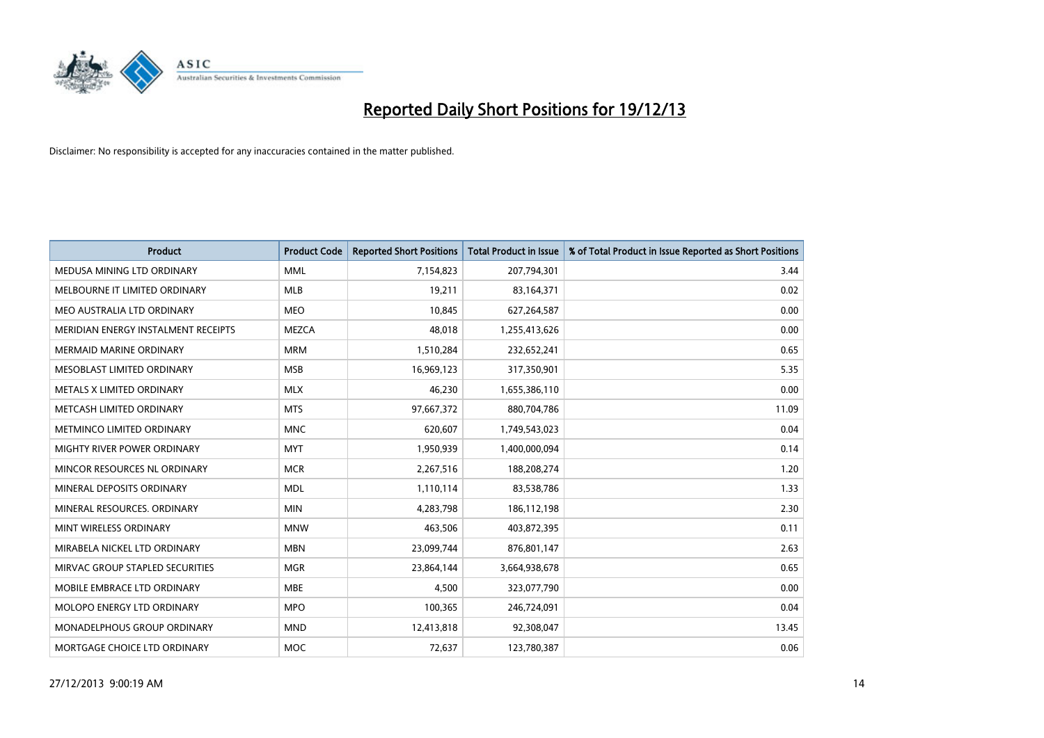# Reported Daily Short Positions for 19/12/13

Disclaimer: No responsibility is accepted for any inaccuracies contained in the matter published.

| Product | Product Code | Reported Short Positions | Total Product in Issue | % of Total Product in Issue Reported as Short Positions |
| --- | --- | --- | --- | --- |
| MEDUSA MINING LTD ORDINARY | MML | 7,154,823 | 207,794,301 | 3.44 |
| MELBOURNE IT LIMITED ORDINARY | MLB | 19,211 | 83,164,371 | 0.02 |
| MEO AUSTRALIA LTD ORDINARY | MEO | 10,845 | 627,264,587 | 0.00 |
| MERIDIAN ENERGY INSTALMENT RECEIPTS | MEZCA | 48,018 | 1,255,413,626 | 0.00 |
| MERMAID MARINE ORDINARY | MRM | 1,510,284 | 232,652,241 | 0.65 |
| MESOBLAST LIMITED ORDINARY | MSB | 16,969,123 | 317,350,901 | 5.35 |
| METALS X LIMITED ORDINARY | MLX | 46,230 | 1,655,386,110 | 0.00 |
| METCASH LIMITED ORDINARY | MTS | 97,667,372 | 880,704,786 | 11.09 |
| METMINCO LIMITED ORDINARY | MNC | 620,607 | 1,749,543,023 | 0.04 |
| MIGHTY RIVER POWER ORDINARY | MYT | 1,950,939 | 1,400,000,094 | 0.14 |
| MINCOR RESOURCES NL ORDINARY | MCR | 2,267,516 | 188,208,274 | 1.20 |
| MINERAL DEPOSITS ORDINARY | MDL | 1,110,114 | 83,538,786 | 1.33 |
| MINERAL RESOURCES. ORDINARY | MIN | 4,283,798 | 186,112,198 | 2.30 |
| MINT WIRELESS ORDINARY | MNW | 463,506 | 403,872,395 | 0.11 |
| MIRABELA NICKEL LTD ORDINARY | MBN | 23,099,744 | 876,801,147 | 2.63 |
| MIRVAC GROUP STAPLED SECURITIES | MGR | 23,864,144 | 3,664,938,678 | 0.65 |
| MOBILE EMBRACE LTD ORDINARY | MBE | 4,500 | 323,077,790 | 0.00 |
| MOLOPO ENERGY LTD ORDINARY | MPO | 100,365 | 246,724,091 | 0.04 |
| MONADELPHOUS GROUP ORDINARY | MND | 12,413,818 | 92,308,047 | 13.45 |
| MORTGAGE CHOICE LTD ORDINARY | MOC | 72,637 | 123,780,387 | 0.06 |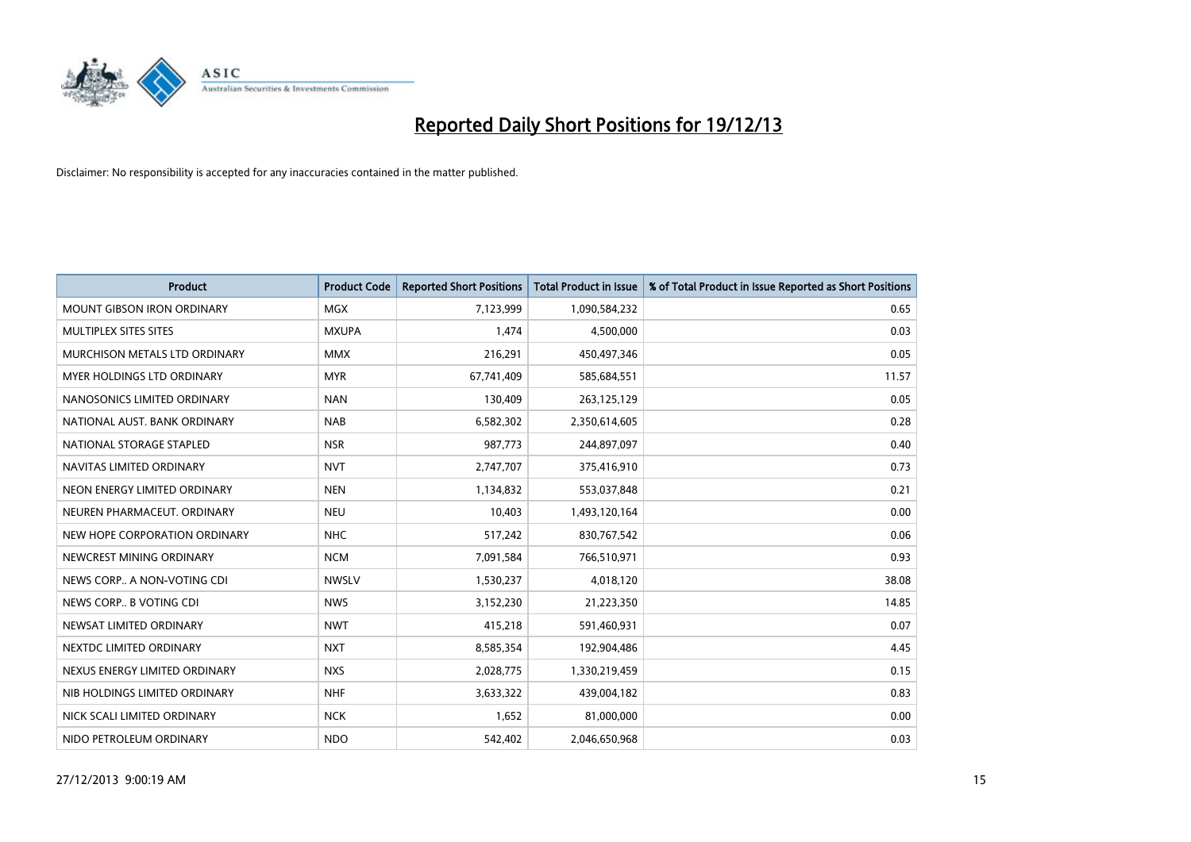# Reported Daily Short Positions for 19/12/13

Disclaimer: No responsibility is accepted for any inaccuracies contained in the matter published.

| Product | Product Code | Reported Short Positions | Total Product in Issue | % of Total Product in Issue Reported as Short Positions |
| --- | --- | --- | --- | --- |
| MOUNT GIBSON IRON ORDINARY | MGX | 7,123,999 | 1,090,584,232 | 0.65 |
| MULTIPLEX SITES SITES | MXUPA | 1,474 | 4,500,000 | 0.03 |
| MURCHISON METALS LTD ORDINARY | MMX | 216,291 | 450,497,346 | 0.05 |
| MYER HOLDINGS LTD ORDINARY | MYR | 67,741,409 | 585,684,551 | 11.57 |
| NANOSONICS LIMITED ORDINARY | NAN | 130,409 | 263,125,129 | 0.05 |
| NATIONAL AUST. BANK ORDINARY | NAB | 6,582,302 | 2,350,614,605 | 0.28 |
| NATIONAL STORAGE STAPLED | NSR | 987,773 | 244,897,097 | 0.40 |
| NAVITAS LIMITED ORDINARY | NVT | 2,747,707 | 375,416,910 | 0.73 |
| NEON ENERGY LIMITED ORDINARY | NEN | 1,134,832 | 553,037,848 | 0.21 |
| NEUREN PHARMACEUT. ORDINARY | NEU | 10,403 | 1,493,120,164 | 0.00 |
| NEW HOPE CORPORATION ORDINARY | NHC | 517,242 | 830,767,542 | 0.06 |
| NEWCREST MINING ORDINARY | NCM | 7,091,584 | 766,510,971 | 0.93 |
| NEWS CORP.. A NON-VOTING CDI | NWSLV | 1,530,237 | 4,018,120 | 38.08 |
| NEWS CORP.. B VOTING CDI | NWS | 3,152,230 | 21,223,350 | 14.85 |
| NEWSAT LIMITED ORDINARY | NWT | 415,218 | 591,460,931 | 0.07 |
| NEXTDC LIMITED ORDINARY | NXT | 8,585,354 | 192,904,486 | 4.45 |
| NEXUS ENERGY LIMITED ORDINARY | NXS | 2,028,775 | 1,330,219,459 | 0.15 |
| NIB HOLDINGS LIMITED ORDINARY | NHF | 3,633,322 | 439,004,182 | 0.83 |
| NICK SCALI LIMITED ORDINARY | NCK | 1,652 | 81,000,000 | 0.00 |
| NIDO PETROLEUM ORDINARY | NDO | 542,402 | 2,046,650,968 | 0.03 |

27/12/2013 9:00:19 AM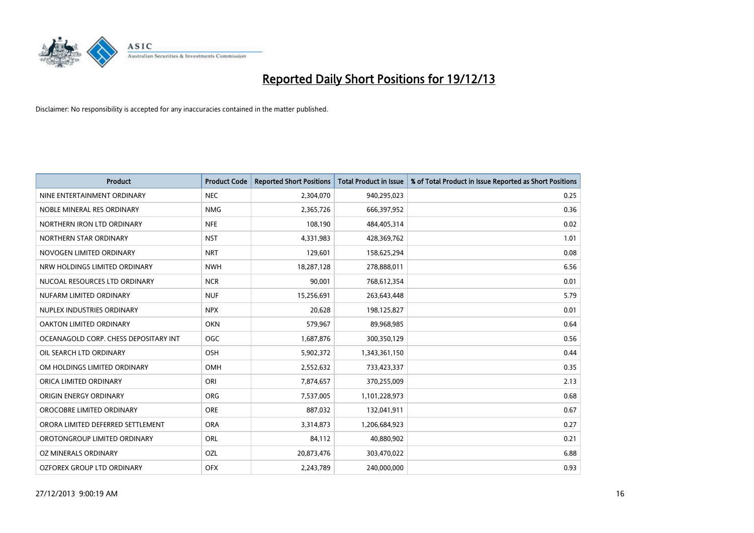# Reported Daily Short Positions for 19/12/13

Disclaimer: No responsibility is accepted for any inaccuracies contained in the matter published.

| Product | Product Code | Reported Short Positions | Total Product in Issue | % of Total Product in Issue Reported as Short Positions |
|---|---|---|---|---|
| NINE ENTERTAINMENT ORDINARY | NEC | 2,304,070 | 940,295,023 | 0.25 |
| NOBLE MINERAL RES ORDINARY | NMG | 2,365,726 | 666,397,952 | 0.36 |
| NORTHERN IRON LTD ORDINARY | NFE | 108,190 | 484,405,314 | 0.02 |
| NORTHERN STAR ORDINARY | NST | 4,331,983 | 428,369,762 | 1.01 |
| NOVOGEN LIMITED ORDINARY | NRT | 129,601 | 158,625,294 | 0.08 |
| NRW HOLDINGS LIMITED ORDINARY | NWH | 18,287,128 | 278,888,011 | 6.56 |
| NUCOAL RESOURCES LTD ORDINARY | NCR | 90,001 | 768,612,354 | 0.01 |
| NUFARM LIMITED ORDINARY | NUF | 15,256,691 | 263,643,448 | 5.79 |
| NUPLEX INDUSTRIES ORDINARY | NPX | 20,628 | 198,125,827 | 0.01 |
| OAKTON LIMITED ORDINARY | OKN | 579,967 | 89,968,985 | 0.64 |
| OCEANAGOLD CORP. CHESS DEPOSITARY INT | OGC | 1,687,876 | 300,350,129 | 0.56 |
| OIL SEARCH LTD ORDINARY | OSH | 5,902,372 | 1,343,361,150 | 0.44 |
| OM HOLDINGS LIMITED ORDINARY | OMH | 2,552,632 | 733,423,337 | 0.35 |
| ORICA LIMITED ORDINARY | ORI | 7,874,657 | 370,255,009 | 2.13 |
| ORIGIN ENERGY ORDINARY | ORG | 7,537,005 | 1,101,228,973 | 0.68 |
| OROCOBRE LIMITED ORDINARY | ORE | 887,032 | 132,041,911 | 0.67 |
| ORORA LIMITED DEFERRED SETTLEMENT | ORA | 3,314,873 | 1,206,684,923 | 0.27 |
| OROTONGROUP LIMITED ORDINARY | ORL | 84,112 | 40,880,902 | 0.21 |
| OZ MINERALS ORDINARY | OZL | 20,873,476 | 303,470,022 | 6.88 |
| OZFOREX GROUP LTD ORDINARY | OFX | 2,243,789 | 240,000,000 | 0.93 |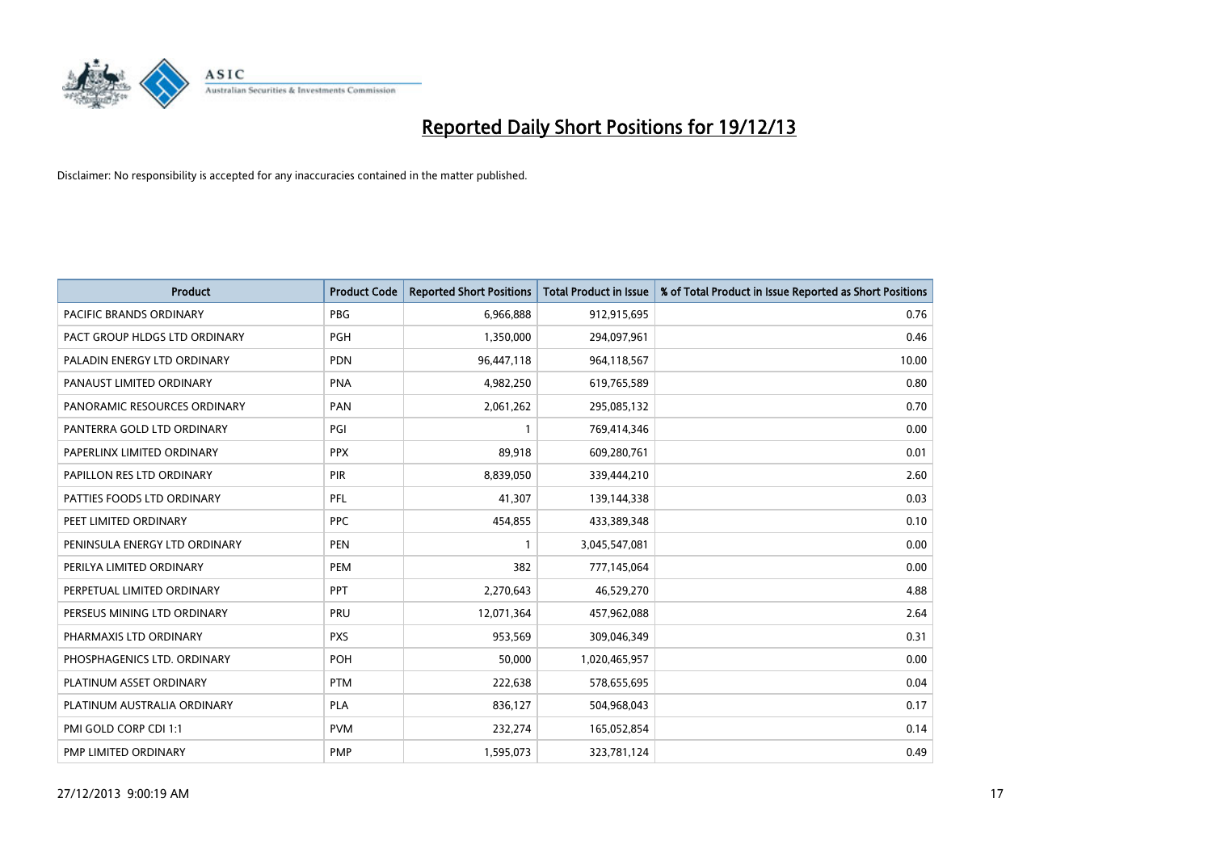# Reported Daily Short Positions for 19/12/13

Disclaimer: No responsibility is accepted for any inaccuracies contained in the matter published.

| Product | Product Code | Reported Short Positions | Total Product in Issue | % of Total Product in Issue Reported as Short Positions |
|---|---|---|---|---|
| PACIFIC BRANDS ORDINARY | PBG | 6,966,888 | 912,915,695 | 0.76 |
| PACT GROUP HLDGS LTD ORDINARY | PGH | 1,350,000 | 294,097,961 | 0.46 |
| PALADIN ENERGY LTD ORDINARY | PDN | 96,447,118 | 964,118,567 | 10.00 |
| PANAUST LIMITED ORDINARY | PNA | 4,982,250 | 619,765,589 | 0.80 |
| PANORAMIC RESOURCES ORDINARY | PAN | 2,061,262 | 295,085,132 | 0.70 |
| PANTERRA GOLD LTD ORDINARY | PGI | 1 | 769,414,346 | 0.00 |
| PAPERLINX LIMITED ORDINARY | PPX | 89,918 | 609,280,761 | 0.01 |
| PAPILLON RES LTD ORDINARY | PIR | 8,839,050 | 339,444,210 | 2.60 |
| PATTIES FOODS LTD ORDINARY | PFL | 41,307 | 139,144,338 | 0.03 |
| PEET LIMITED ORDINARY | PPC | 454,855 | 433,389,348 | 0.10 |
| PENINSULA ENERGY LTD ORDINARY | PEN | 1 | 3,045,547,081 | 0.00 |
| PERILYA LIMITED ORDINARY | PEM | 382 | 777,145,064 | 0.00 |
| PERPETUAL LIMITED ORDINARY | PPT | 2,270,643 | 46,529,270 | 4.88 |
| PERSEUS MINING LTD ORDINARY | PRU | 12,071,364 | 457,962,088 | 2.64 |
| PHARMAXIS LTD ORDINARY | PXS | 953,569 | 309,046,349 | 0.31 |
| PHOSPHAGENICS LTD. ORDINARY | POH | 50,000 | 1,020,465,957 | 0.00 |
| PLATINUM ASSET ORDINARY | PTM | 222,638 | 578,655,695 | 0.04 |
| PLATINUM AUSTRALIA ORDINARY | PLA | 836,127 | 504,968,043 | 0.17 |
| PMI GOLD CORP CDI 1:1 | PVM | 232,274 | 165,052,854 | 0.14 |
| PMP LIMITED ORDINARY | PMP | 1,595,073 | 323,781,124 | 0.49 |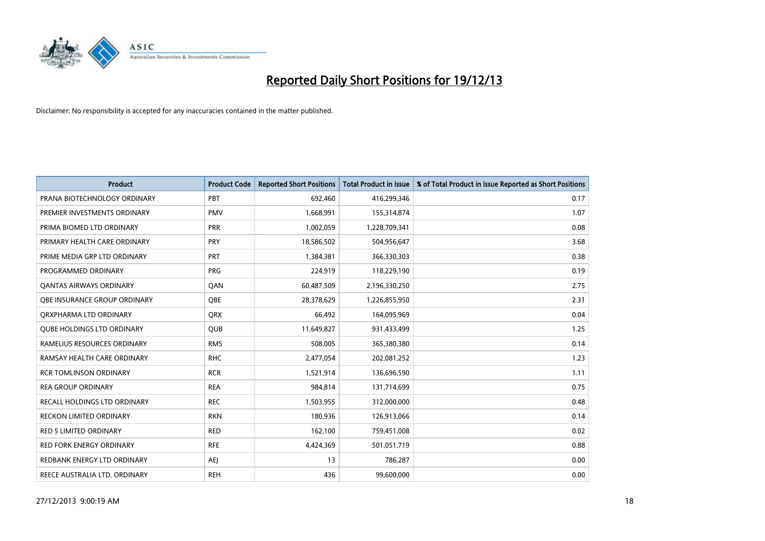# Reported Daily Short Positions for 19/12/13

Disclaimer: No responsibility is accepted for any inaccuracies contained in the matter published.

| Product | Product Code | Reported Short Positions | Total Product in Issue | % of Total Product in Issue Reported as Short Positions |
|---|---|---|---|---|
| PRANA BIOTECHNOLOGY ORDINARY | PBT | 692,460 | 416,299,346 | 0.17 |
| PREMIER INVESTMENTS ORDINARY | PMV | 1,668,991 | 155,314,874 | 1.07 |
| PRIMA BIOMED LTD ORDINARY | PRR | 1,002,059 | 1,228,709,341 | 0.08 |
| PRIMARY HEALTH CARE ORDINARY | PRY | 18,586,502 | 504,956,647 | 3.68 |
| PRIME MEDIA GRP LTD ORDINARY | PRT | 1,384,381 | 366,330,303 | 0.38 |
| PROGRAMMED ORDINARY | PRG | 224,919 | 118,229,190 | 0.19 |
| QANTAS AIRWAYS ORDINARY | QAN | 60,487,509 | 2,196,330,250 | 2.75 |
| QBE INSURANCE GROUP ORDINARY | QBE | 28,378,629 | 1,226,855,950 | 2.31 |
| QRXPHARMA LTD ORDINARY | QRX | 66,492 | 164,095,969 | 0.04 |
| QUBE HOLDINGS LTD ORDINARY | QUB | 11,649,827 | 931,433,499 | 1.25 |
| RAMELIUS RESOURCES ORDINARY | RMS | 508,005 | 365,380,380 | 0.14 |
| RAMSAY HEALTH CARE ORDINARY | RHC | 2,477,054 | 202,081,252 | 1.23 |
| RCR TOMLINSON ORDINARY | RCR | 1,521,914 | 136,696,590 | 1.11 |
| REA GROUP ORDINARY | REA | 984,814 | 131,714,699 | 0.75 |
| RECALL HOLDINGS LTD ORDINARY | REC | 1,503,955 | 312,000,000 | 0.48 |
| RECKON LIMITED ORDINARY | RKN | 180,936 | 126,913,066 | 0.14 |
| RED 5 LIMITED ORDINARY | RED | 162,100 | 759,451,008 | 0.02 |
| RED FORK ENERGY ORDINARY | RFE | 4,424,369 | 501,051,719 | 0.88 |
| REDBANK ENERGY LTD ORDINARY | AEJ | 13 | 786,287 | 0.00 |
| REECE AUSTRALIA LTD. ORDINARY | REH | 436 | 99,600,000 | 0.00 |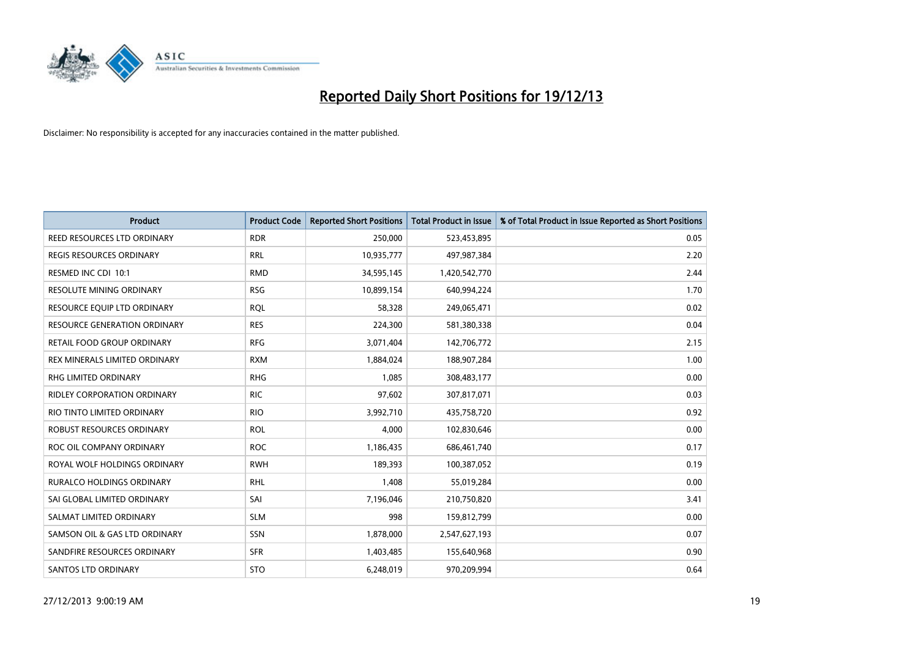# Reported Daily Short Positions for 19/12/13

Disclaimer: No responsibility is accepted for any inaccuracies contained in the matter published.

| Product | Product Code | Reported Short Positions | Total Product in Issue | % of Total Product in Issue Reported as Short Positions |
|---|---|---|---|---|
| REED RESOURCES LTD ORDINARY | RDR | 250,000 | 523,453,895 | 0.05 |
| REGIS RESOURCES ORDINARY | RRL | 10,935,777 | 497,987,384 | 2.20 |
| RESMED INC CDI 10:1 | RMD | 34,595,145 | 1,420,542,770 | 2.44 |
| RESOLUTE MINING ORDINARY | RSG | 10,899,154 | 640,994,224 | 1.70 |
| RESOURCE EQUIP LTD ORDINARY | RQL | 58,328 | 249,065,471 | 0.02 |
| RESOURCE GENERATION ORDINARY | RES | 224,300 | 581,380,338 | 0.04 |
| RETAIL FOOD GROUP ORDINARY | RFG | 3,071,404 | 142,706,772 | 2.15 |
| REX MINERALS LIMITED ORDINARY | RXM | 1,884,024 | 188,907,284 | 1.00 |
| RHG LIMITED ORDINARY | RHG | 1,085 | 308,483,177 | 0.00 |
| RIDLEY CORPORATION ORDINARY | RIC | 97,602 | 307,817,071 | 0.03 |
| RIO TINTO LIMITED ORDINARY | RIO | 3,992,710 | 435,758,720 | 0.92 |
| ROBUST RESOURCES ORDINARY | ROL | 4,000 | 102,830,646 | 0.00 |
| ROC OIL COMPANY ORDINARY | ROC | 1,186,435 | 686,461,740 | 0.17 |
| ROYAL WOLF HOLDINGS ORDINARY | RWH | 189,393 | 100,387,052 | 0.19 |
| RURALCO HOLDINGS ORDINARY | RHL | 1,408 | 55,019,284 | 0.00 |
| SAI GLOBAL LIMITED ORDINARY | SAI | 7,196,046 | 210,750,820 | 3.41 |
| SALMAT LIMITED ORDINARY | SLM | 998 | 159,812,799 | 0.00 |
| SAMSON OIL & GAS LTD ORDINARY | SSN | 1,878,000 | 2,547,627,193 | 0.07 |
| SANDFIRE RESOURCES ORDINARY | SFR | 1,403,485 | 155,640,968 | 0.90 |
| SANTOS LTD ORDINARY | STO | 6,248,019 | 970,209,994 | 0.64 |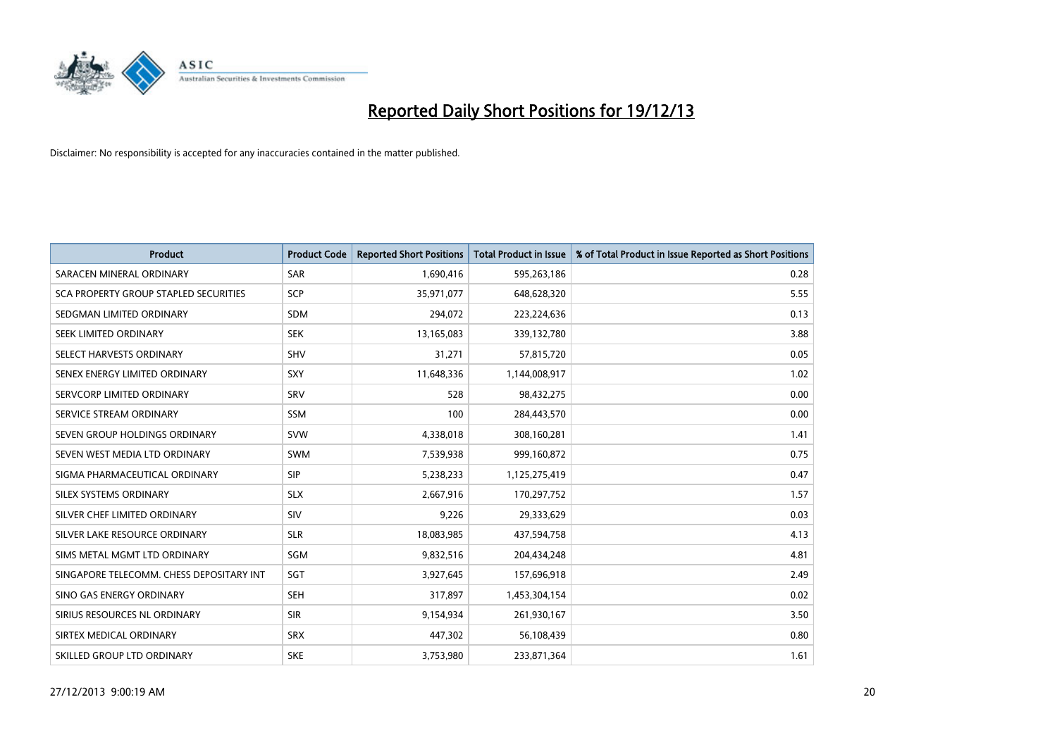# Reported Daily Short Positions for 19/12/13

Disclaimer: No responsibility is accepted for any inaccuracies contained in the matter published.

| Product | Product Code | Reported Short Positions | Total Product in Issue | % of Total Product in Issue Reported as Short Positions |
|---|---|---|---|---|
| SARACEN MINERAL ORDINARY | SAR | 1,690,416 | 595,263,186 | 0.28 |
| SCA PROPERTY GROUP STAPLED SECURITIES | SCP | 35,971,077 | 648,628,320 | 5.55 |
| SEDGMAN LIMITED ORDINARY | SDM | 294,072 | 223,224,636 | 0.13 |
| SEEK LIMITED ORDINARY | SEK | 13,165,083 | 339,132,780 | 3.88 |
| SELECT HARVESTS ORDINARY | SHV | 31,271 | 57,815,720 | 0.05 |
| SENEX ENERGY LIMITED ORDINARY | SXY | 11,648,336 | 1,144,008,917 | 1.02 |
| SERVCORP LIMITED ORDINARY | SRV | 528 | 98,432,275 | 0.00 |
| SERVICE STREAM ORDINARY | SSM | 100 | 284,443,570 | 0.00 |
| SEVEN GROUP HOLDINGS ORDINARY | SVW | 4,338,018 | 308,160,281 | 1.41 |
| SEVEN WEST MEDIA LTD ORDINARY | SWM | 7,539,938 | 999,160,872 | 0.75 |
| SIGMA PHARMACEUTICAL ORDINARY | SIP | 5,238,233 | 1,125,275,419 | 0.47 |
| SILEX SYSTEMS ORDINARY | SLX | 2,667,916 | 170,297,752 | 1.57 |
| SILVER CHEF LIMITED ORDINARY | SIV | 9,226 | 29,333,629 | 0.03 |
| SILVER LAKE RESOURCE ORDINARY | SLR | 18,083,985 | 437,594,758 | 4.13 |
| SIMS METAL MGMT LTD ORDINARY | SGM | 9,832,516 | 204,434,248 | 4.81 |
| SINGAPORE TELECOMM. CHESS DEPOSITARY INT | SGT | 3,927,645 | 157,696,918 | 2.49 |
| SINO GAS ENERGY ORDINARY | SEH | 317,897 | 1,453,304,154 | 0.02 |
| SIRIUS RESOURCES NL ORDINARY | SIR | 9,154,934 | 261,930,167 | 3.50 |
| SIRTEX MEDICAL ORDINARY | SRX | 447,302 | 56,108,439 | 0.80 |
| SKILLED GROUP LTD ORDINARY | SKE | 3,753,980 | 233,871,364 | 1.61 |

27/12/2013 9:00:19 AM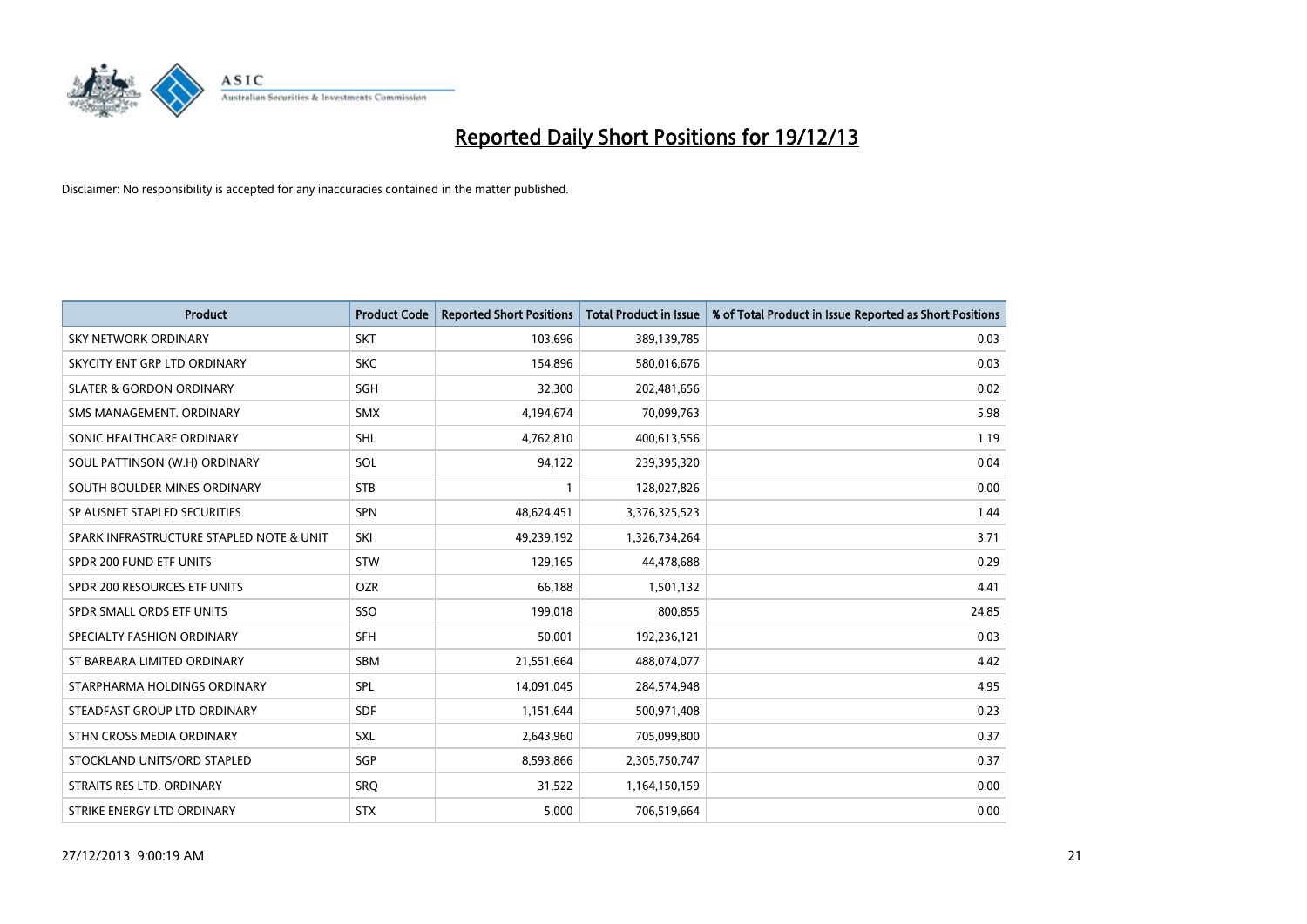# Reported Daily Short Positions for 19/12/13

Disclaimer: No responsibility is accepted for any inaccuracies contained in the matter published.

| Product | Product Code | Reported Short Positions | Total Product in Issue | % of Total Product in Issue Reported as Short Positions |
|---|---|---|---|---|
| SKY NETWORK ORDINARY | SKT | 103,696 | 389,139,785 | 0.03 |
| SKYCITY ENT GRP LTD ORDINARY | SKC | 154,896 | 580,016,676 | 0.03 |
| SLATER & GORDON ORDINARY | SGH | 32,300 | 202,481,656 | 0.02 |
| SMS MANAGEMENT. ORDINARY | SMX | 4,194,674 | 70,099,763 | 5.98 |
| SONIC HEALTHCARE ORDINARY | SHL | 4,762,810 | 400,613,556 | 1.19 |
| SOUL PATTINSON (W.H) ORDINARY | SOL | 94,122 | 239,395,320 | 0.04 |
| SOUTH BOULDER MINES ORDINARY | STB | 1 | 128,027,826 | 0.00 |
| SP AUSNET STAPLED SECURITIES | SPN | 48,624,451 | 3,376,325,523 | 1.44 |
| SPARK INFRASTRUCTURE STAPLED NOTE & UNIT | SKI | 49,239,192 | 1,326,734,264 | 3.71 |
| SPDR 200 FUND ETF UNITS | STW | 129,165 | 44,478,688 | 0.29 |
| SPDR 200 RESOURCES ETF UNITS | OZR | 66,188 | 1,501,132 | 4.41 |
| SPDR SMALL ORDS ETF UNITS | SSO | 199,018 | 800,855 | 24.85 |
| SPECIALTY FASHION ORDINARY | SFH | 50,001 | 192,236,121 | 0.03 |
| ST BARBARA LIMITED ORDINARY | SBM | 21,551,664 | 488,074,077 | 4.42 |
| STARPHARMA HOLDINGS ORDINARY | SPL | 14,091,045 | 284,574,948 | 4.95 |
| STEADFAST GROUP LTD ORDINARY | SDF | 1,151,644 | 500,971,408 | 0.23 |
| STHN CROSS MEDIA ORDINARY | SXL | 2,643,960 | 705,099,800 | 0.37 |
| STOCKLAND UNITS/ORD STAPLED | SGP | 8,593,866 | 2,305,750,747 | 0.37 |
| STRAITS RES LTD. ORDINARY | SRQ | 31,522 | 1,164,150,159 | 0.00 |
| STRIKE ENERGY LTD ORDINARY | STX | 5,000 | 706,519,664 | 0.00 |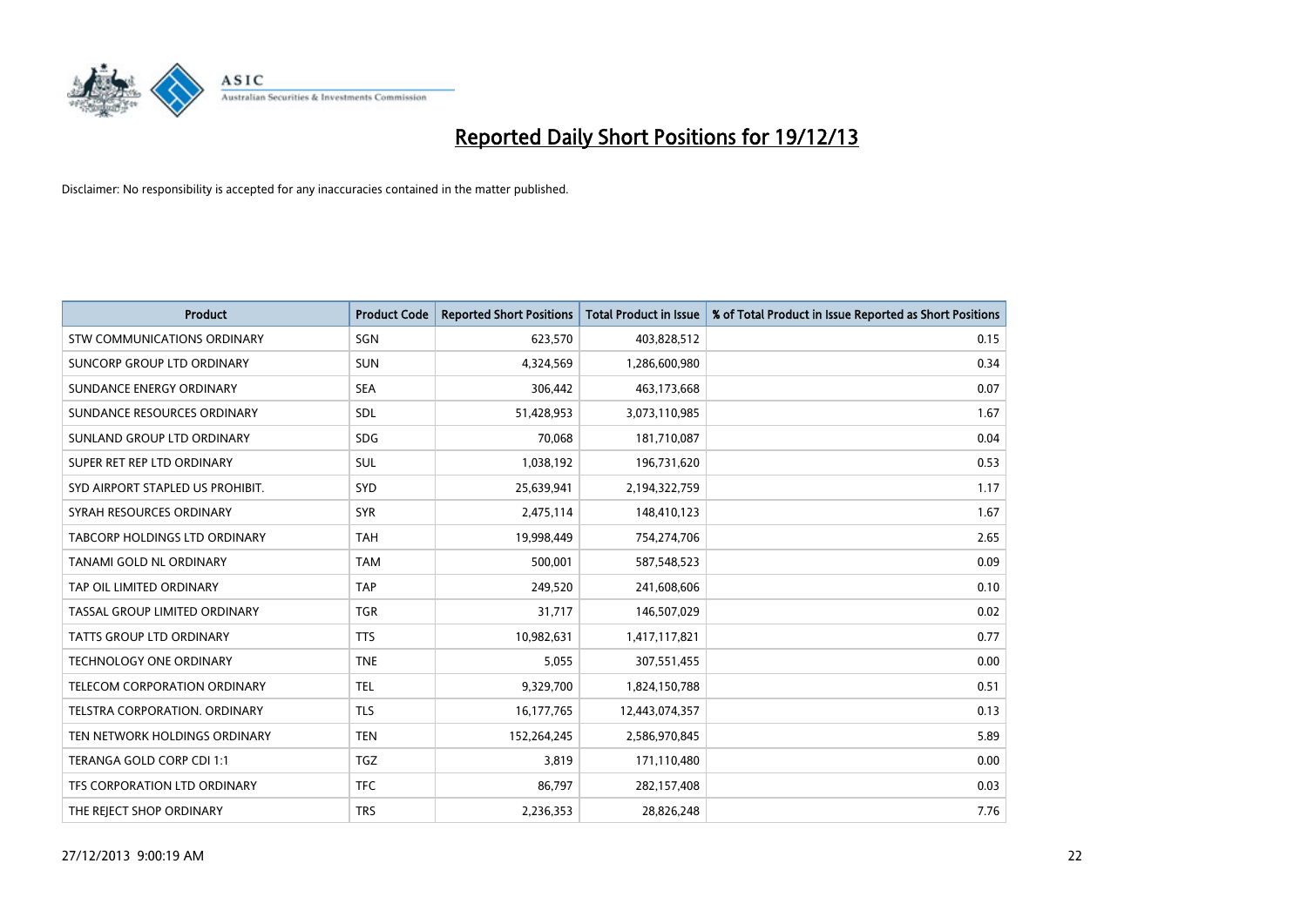# Reported Daily Short Positions for 19/12/13

Disclaimer: No responsibility is accepted for any inaccuracies contained in the matter published.

| Product | Product Code | Reported Short Positions | Total Product in Issue | % of Total Product in Issue Reported as Short Positions |
|---|---|---|---|---|
| STW COMMUNICATIONS ORDINARY | SGN | 623,570 | 403,828,512 | 0.15 |
| SUNCORP GROUP LTD ORDINARY | SUN | 4,324,569 | 1,286,600,980 | 0.34 |
| SUNDANCE ENERGY ORDINARY | SEA | 306,442 | 463,173,668 | 0.07 |
| SUNDANCE RESOURCES ORDINARY | SDL | 51,428,953 | 3,073,110,985 | 1.67 |
| SUNLAND GROUP LTD ORDINARY | SDG | 70,068 | 181,710,087 | 0.04 |
| SUPER RET REP LTD ORDINARY | SUL | 1,038,192 | 196,731,620 | 0.53 |
| SYD AIRPORT STAPLED US PROHIBIT. | SYD | 25,639,941 | 2,194,322,759 | 1.17 |
| SYRAH RESOURCES ORDINARY | SYR | 2,475,114 | 148,410,123 | 1.67 |
| TABCORP HOLDINGS LTD ORDINARY | TAH | 19,998,449 | 754,274,706 | 2.65 |
| TANAMI GOLD NL ORDINARY | TAM | 500,001 | 587,548,523 | 0.09 |
| TAP OIL LIMITED ORDINARY | TAP | 249,520 | 241,608,606 | 0.10 |
| TASSAL GROUP LIMITED ORDINARY | TGR | 31,717 | 146,507,029 | 0.02 |
| TATTS GROUP LTD ORDINARY | TTS | 10,982,631 | 1,417,117,821 | 0.77 |
| TECHNOLOGY ONE ORDINARY | TNE | 5,055 | 307,551,455 | 0.00 |
| TELECOM CORPORATION ORDINARY | TEL | 9,329,700 | 1,824,150,788 | 0.51 |
| TELSTRA CORPORATION. ORDINARY | TLS | 16,177,765 | 12,443,074,357 | 0.13 |
| TEN NETWORK HOLDINGS ORDINARY | TEN | 152,264,245 | 2,586,970,845 | 5.89 |
| TERANGA GOLD CORP CDI 1:1 | TGZ | 3,819 | 171,110,480 | 0.00 |
| TFS CORPORATION LTD ORDINARY | TFC | 86,797 | 282,157,408 | 0.03 |
| THE REJECT SHOP ORDINARY | TRS | 2,236,353 | 28,826,248 | 7.76 |

27/12/2013 9:00:19 AM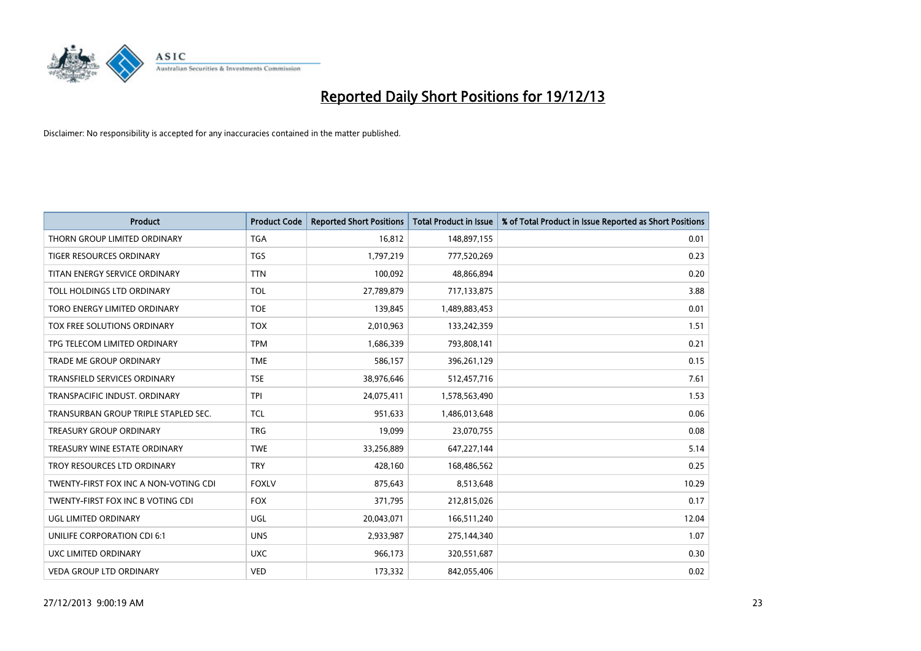# Reported Daily Short Positions for 19/12/13

Disclaimer: No responsibility is accepted for any inaccuracies contained in the matter published.

| Product | Product Code | Reported Short Positions | Total Product in Issue | % of Total Product in Issue Reported as Short Positions |
|---|---|---|---|---|
| THORN GROUP LIMITED ORDINARY | TGA | 16,812 | 148,897,155 | 0.01 |
| TIGER RESOURCES ORDINARY | TGS | 1,797,219 | 777,520,269 | 0.23 |
| TITAN ENERGY SERVICE ORDINARY | TTN | 100,092 | 48,866,894 | 0.20 |
| TOLL HOLDINGS LTD ORDINARY | TOL | 27,789,879 | 717,133,875 | 3.88 |
| TORO ENERGY LIMITED ORDINARY | TOE | 139,845 | 1,489,883,453 | 0.01 |
| TOX FREE SOLUTIONS ORDINARY | TOX | 2,010,963 | 133,242,359 | 1.51 |
| TPG TELECOM LIMITED ORDINARY | TPM | 1,686,339 | 793,808,141 | 0.21 |
| TRADE ME GROUP ORDINARY | TME | 586,157 | 396,261,129 | 0.15 |
| TRANSFIELD SERVICES ORDINARY | TSE | 38,976,646 | 512,457,716 | 7.61 |
| TRANSPACIFIC INDUST. ORDINARY | TPI | 24,075,411 | 1,578,563,490 | 1.53 |
| TRANSURBAN GROUP TRIPLE STAPLED SEC. | TCL | 951,633 | 1,486,013,648 | 0.06 |
| TREASURY GROUP ORDINARY | TRG | 19,099 | 23,070,755 | 0.08 |
| TREASURY WINE ESTATE ORDINARY | TWE | 33,256,889 | 647,227,144 | 5.14 |
| TROY RESOURCES LTD ORDINARY | TRY | 428,160 | 168,486,562 | 0.25 |
| TWENTY-FIRST FOX INC A NON-VOTING CDI | FOXLV | 875,643 | 8,513,648 | 10.29 |
| TWENTY-FIRST FOX INC B VOTING CDI | FOX | 371,795 | 212,815,026 | 0.17 |
| UGL LIMITED ORDINARY | UGL | 20,043,071 | 166,511,240 | 12.04 |
| UNILIFE CORPORATION CDI 6:1 | UNS | 2,933,987 | 275,144,340 | 1.07 |
| UXC LIMITED ORDINARY | UXC | 966,173 | 320,551,687 | 0.30 |
| VEDA GROUP LTD ORDINARY | VED | 173,332 | 842,055,406 | 0.02 |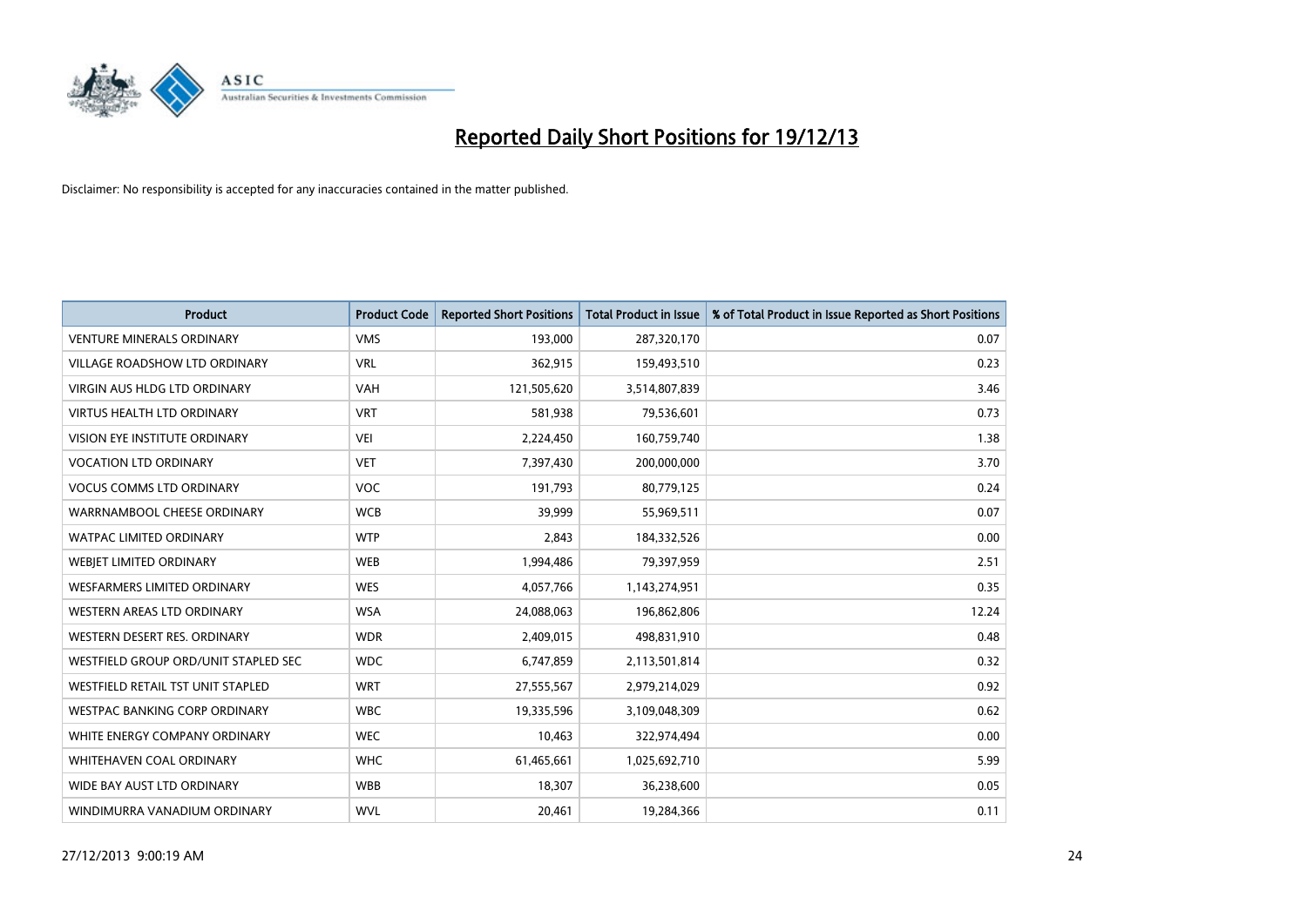# Reported Daily Short Positions for 19/12/13

Disclaimer: No responsibility is accepted for any inaccuracies contained in the matter published.

| Product | Product Code | Reported Short Positions | Total Product in Issue | % of Total Product in Issue Reported as Short Positions |
|---|---|---|---|---|
| VENTURE MINERALS ORDINARY | VMS | 193,000 | 287,320,170 | 0.07 |
| VILLAGE ROADSHOW LTD ORDINARY | VRL | 362,915 | 159,493,510 | 0.23 |
| VIRGIN AUS HLDG LTD ORDINARY | VAH | 121,505,620 | 3,514,807,839 | 3.46 |
| VIRTUS HEALTH LTD ORDINARY | VRT | 581,938 | 79,536,601 | 0.73 |
| VISION EYE INSTITUTE ORDINARY | VEI | 2,224,450 | 160,759,740 | 1.38 |
| VOCATION LTD ORDINARY | VET | 7,397,430 | 200,000,000 | 3.70 |
| VOCUS COMMS LTD ORDINARY | VOC | 191,793 | 80,779,125 | 0.24 |
| WARRNAMBOOL CHEESE ORDINARY | WCB | 39,999 | 55,969,511 | 0.07 |
| WATPAC LIMITED ORDINARY | WTP | 2,843 | 184,332,526 | 0.00 |
| WEBJET LIMITED ORDINARY | WEB | 1,994,486 | 79,397,959 | 2.51 |
| WESFARMERS LIMITED ORDINARY | WES | 4,057,766 | 1,143,274,951 | 0.35 |
| WESTERN AREAS LTD ORDINARY | WSA | 24,088,063 | 196,862,806 | 12.24 |
| WESTERN DESERT RES. ORDINARY | WDR | 2,409,015 | 498,831,910 | 0.48 |
| WESTFIELD GROUP ORD/UNIT STAPLED SEC | WDC | 6,747,859 | 2,113,501,814 | 0.32 |
| WESTFIELD RETAIL TST UNIT STAPLED | WRT | 27,555,567 | 2,979,214,029 | 0.92 |
| WESTPAC BANKING CORP ORDINARY | WBC | 19,335,596 | 3,109,048,309 | 0.62 |
| WHITE ENERGY COMPANY ORDINARY | WEC | 10,463 | 322,974,494 | 0.00 |
| WHITEHAVEN COAL ORDINARY | WHC | 61,465,661 | 1,025,692,710 | 5.99 |
| WIDE BAY AUST LTD ORDINARY | WBB | 18,307 | 36,238,600 | 0.05 |
| WINDIMURRA VANADIUM ORDINARY | WVL | 20,461 | 19,284,366 | 0.11 |

27/12/2013 9:00:19 AM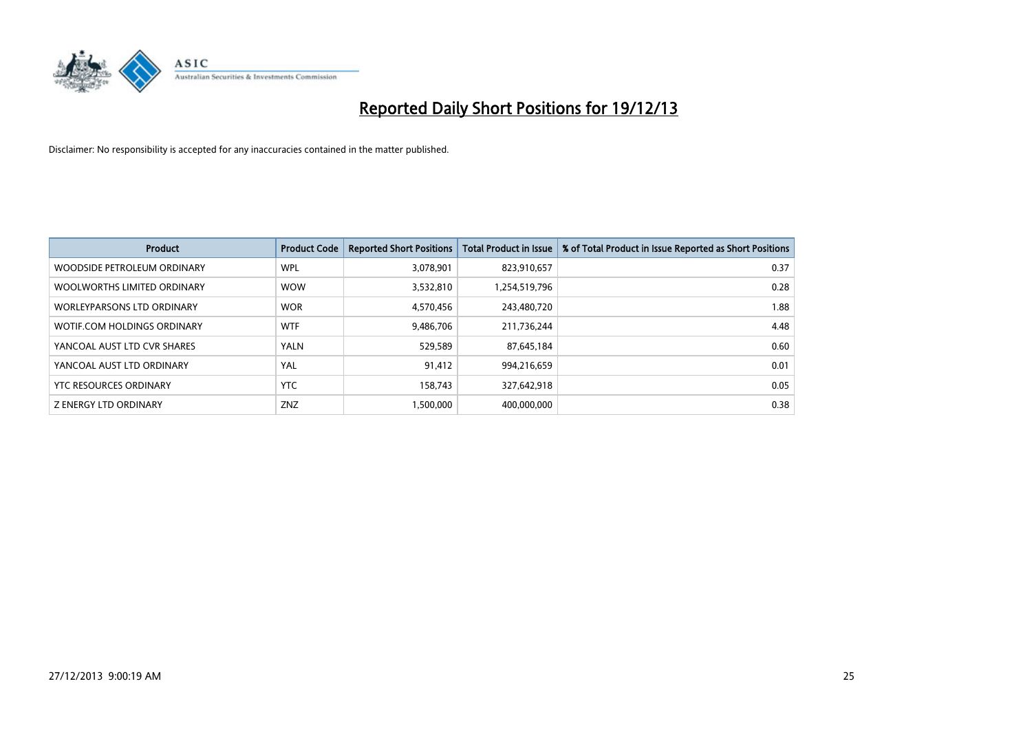# Reported Daily Short Positions for 19/12/13

Disclaimer: No responsibility is accepted for any inaccuracies contained in the matter published.

| Product | Product Code | Reported Short Positions | Total Product in Issue | % of Total Product in Issue Reported as Short Positions |
|---|---|---|---|---|
| WOODSIDE PETROLEUM ORDINARY | WPL | 3,078,901 | 823,910,657 | 0.37 |
| WOOLWORTHS LIMITED ORDINARY | WOW | 3,532,810 | 1,254,519,796 | 0.28 |
| WORLEYPARSONS LTD ORDINARY | WOR | 4,570,456 | 243,480,720 | 1.88 |
| WOTIF.COM HOLDINGS ORDINARY | WTF | 9,486,706 | 211,736,244 | 4.48 |
| YANCOAL AUST LTD CVR SHARES | YALN | 529,589 | 87,645,184 | 0.60 |
| YANCOAL AUST LTD ORDINARY | YAL | 91,412 | 994,216,659 | 0.01 |
| YTC RESOURCES ORDINARY | YTC | 158,743 | 327,642,918 | 0.05 |
| Z ENERGY LTD ORDINARY | ZNZ | 1,500,000 | 400,000,000 | 0.38 |